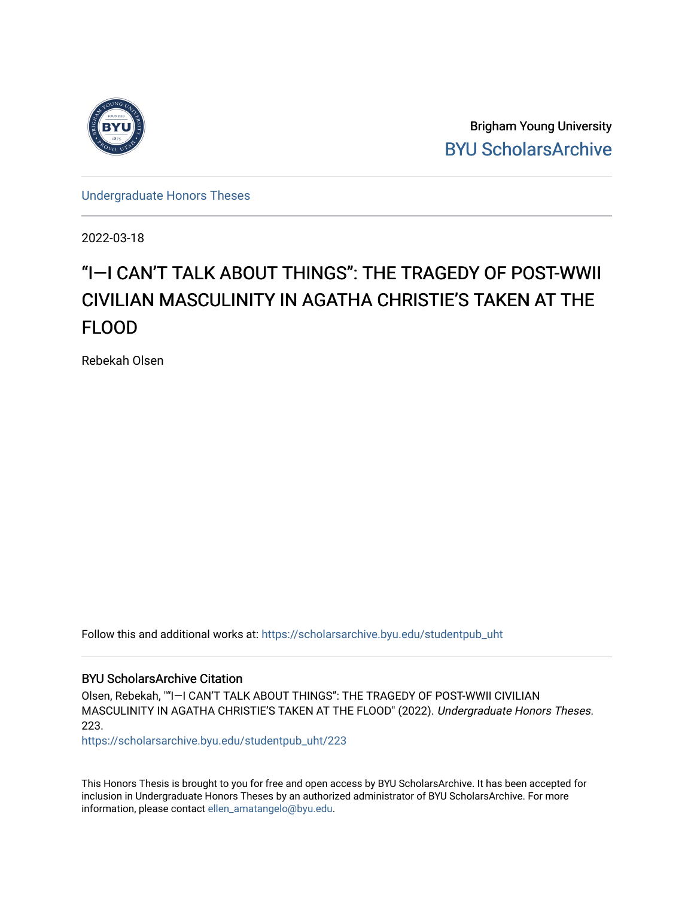Brigham Young University

BYU ScholarsArchive

Undergraduate Honors Theses

2022-03-18

# “I—I CAN’T TALK ABOUT THINGS”: THE TRAGEDY OF POST-WWII CIVILIAN MASCULINITY IN AGATHA CHRISTIE’S TAKEN AT THE FLOOD

Rebekah Olsen

Follow this and additional works at: https://scholarsarchive.byu.edu/studentpub_uht

## BYU ScholarsArchive Citation

Olsen, Rebekah, "“I—I CAN’T TALK ABOUT THINGS”: THE TRAGEDY OF POST-WWII CIVILIAN MASCULINITY IN AGATHA CHRISTIE’S TAKEN AT THE FLOOD" (2022). *Undergraduate Honors Theses*. 223.
https://scholarsarchive.byu.edu/studentpub_uht/223

This Honors Thesis is brought to you for free and open access by BYU ScholarsArchive. It has been accepted for inclusion in Undergraduate Honors Theses by an authorized administrator of BYU ScholarsArchive. For more information, please contact ellen_amatangelo@byu.edu.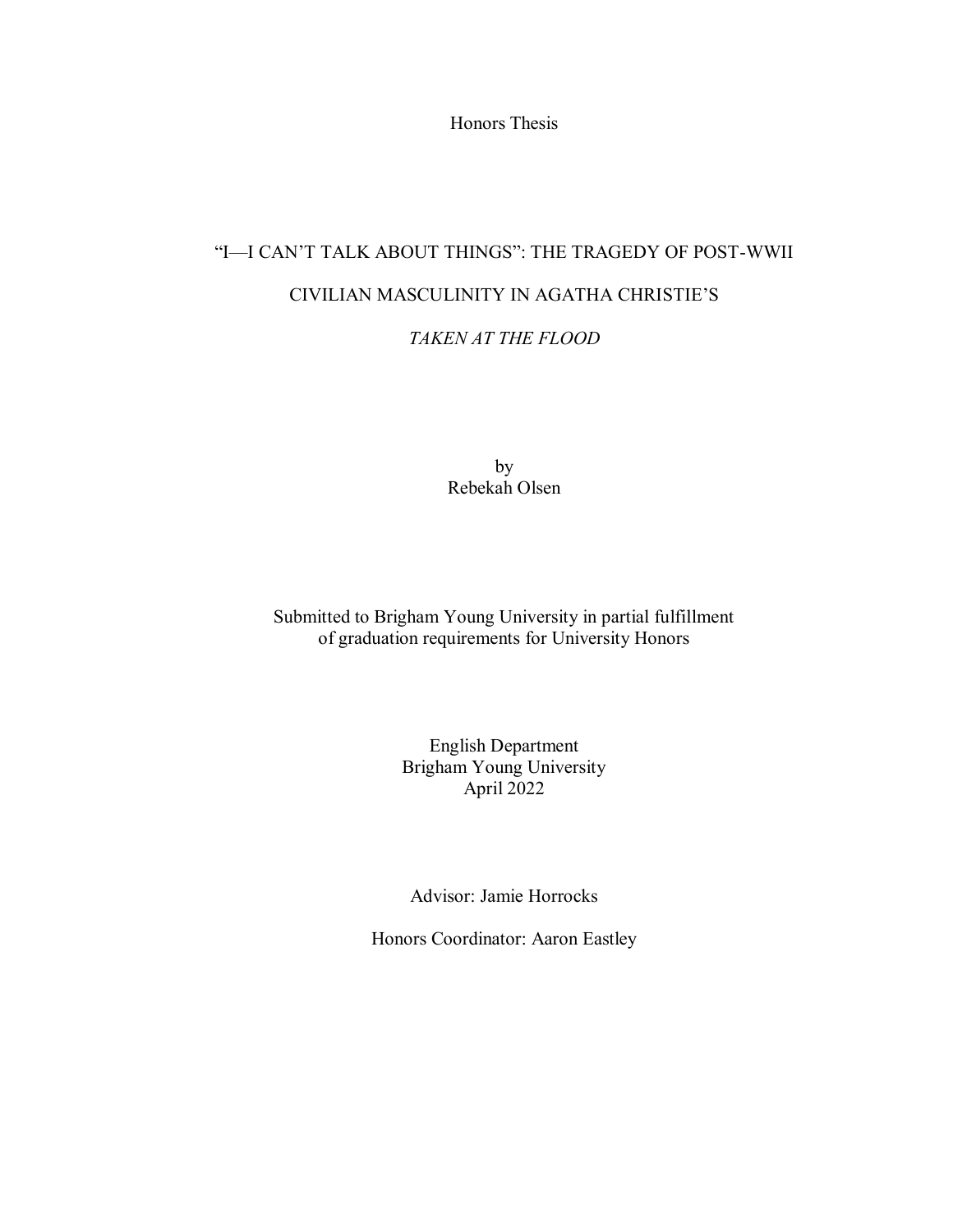Honors Thesis

# "I—I CAN'T TALK ABOUT THINGS": THE TRAGEDY OF POST-WWII CIVILIAN MASCULINITY IN AGATHA CHRISTIE'S *TAKEN AT THE FLOOD*

by
Rebekah Olsen

Submitted to Brigham Young University in partial fulfillment
of graduation requirements for University Honors

English Department
Brigham Young University
April 2022

Advisor: Jamie Horrocks

Honors Coordinator: Aaron Eastley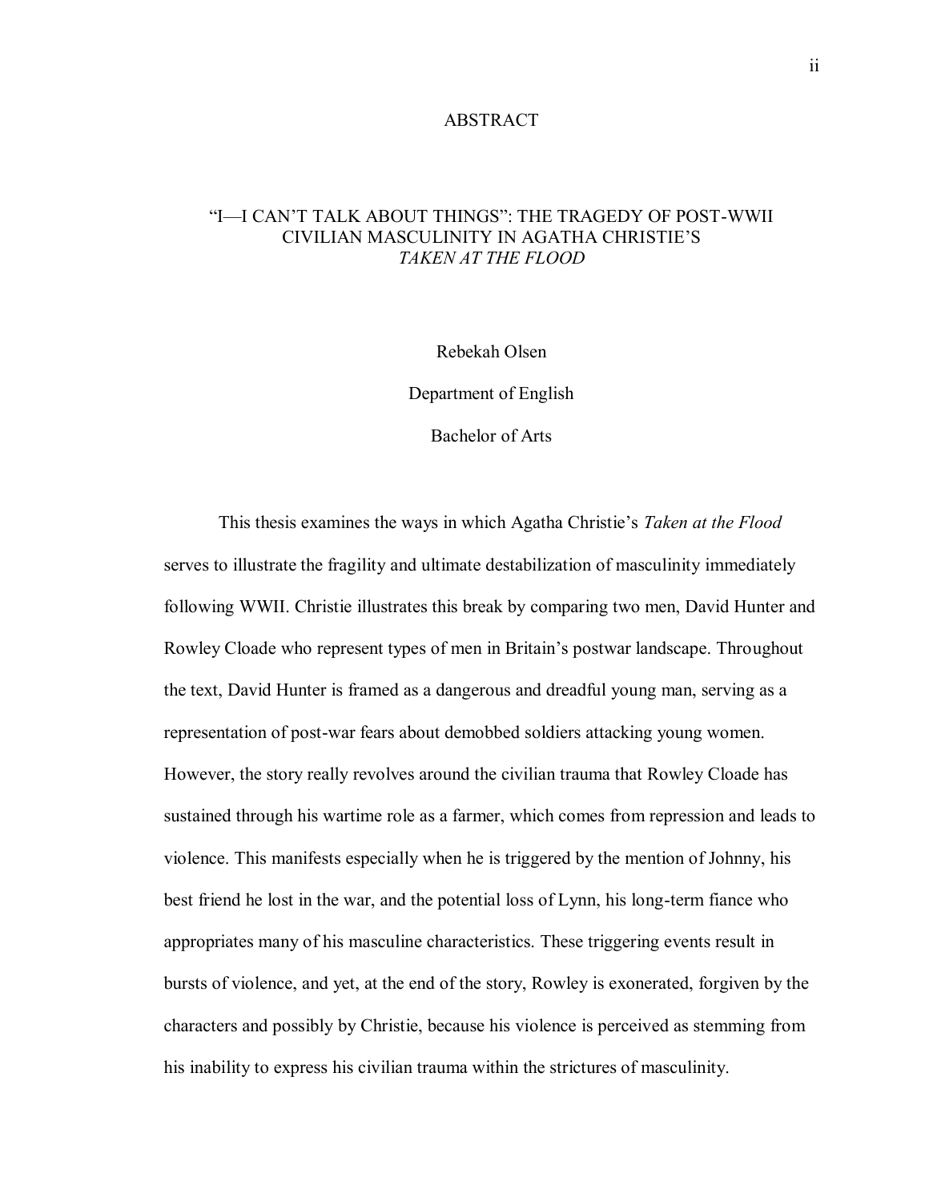# ABSTRACT

## "I—I CAN'T TALK ABOUT THINGS": THE TRAGEDY OF POST-WWII CIVILIAN MASCULINITY IN AGATHA CHRISTIE'S *TAKEN AT THE FLOOD*

Rebekah Olsen

Department of English

Bachelor of Arts

This thesis examines the ways in which Agatha Christie's *Taken at the Flood* serves to illustrate the fragility and ultimate destabilization of masculinity immediately following WWII. Christie illustrates this break by comparing two men, David Hunter and Rowley Cloade who represent types of men in Britain's postwar landscape. Throughout the text, David Hunter is framed as a dangerous and dreadful young man, serving as a representation of post-war fears about demobbed soldiers attacking young women. However, the story really revolves around the civilian trauma that Rowley Cloade has sustained through his wartime role as a farmer, which comes from repression and leads to violence. This manifests especially when he is triggered by the mention of Johnny, his best friend he lost in the war, and the potential loss of Lynn, his long-term fiance who appropriates many of his masculine characteristics. These triggering events result in bursts of violence, and yet, at the end of the story, Rowley is exonerated, forgiven by the characters and possibly by Christie, because his violence is perceived as stemming from his inability to express his civilian trauma within the strictures of masculinity.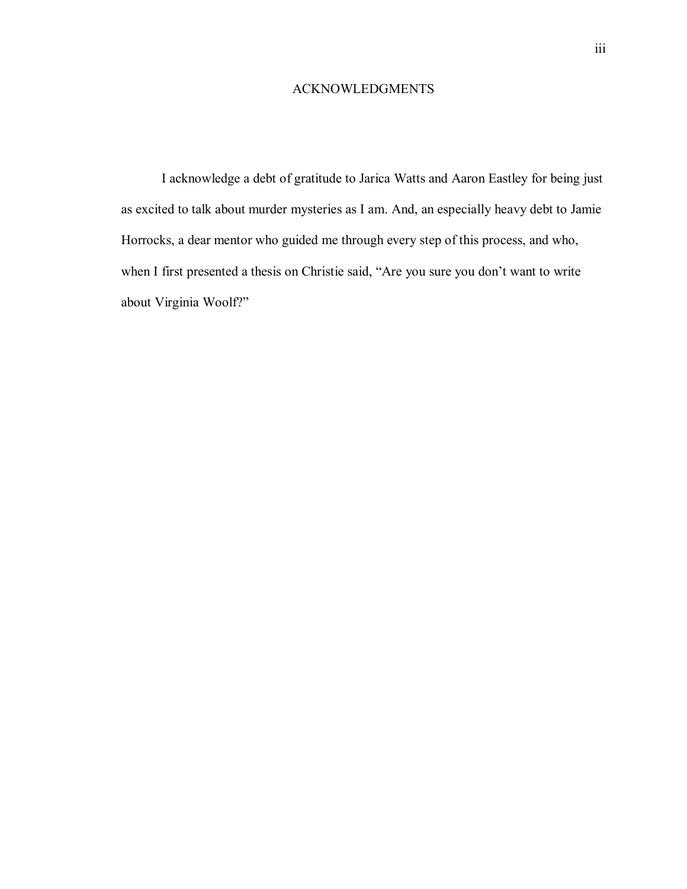# ACKNOWLEDGMENTS

I acknowledge a debt of gratitude to Jarica Watts and Aaron Eastley for being just as excited to talk about murder mysteries as I am. And, an especially heavy debt to Jamie Horrocks, a dear mentor who guided me through every step of this process, and who, when I first presented a thesis on Christie said, "Are you sure you don't want to write about Virginia Woolf?"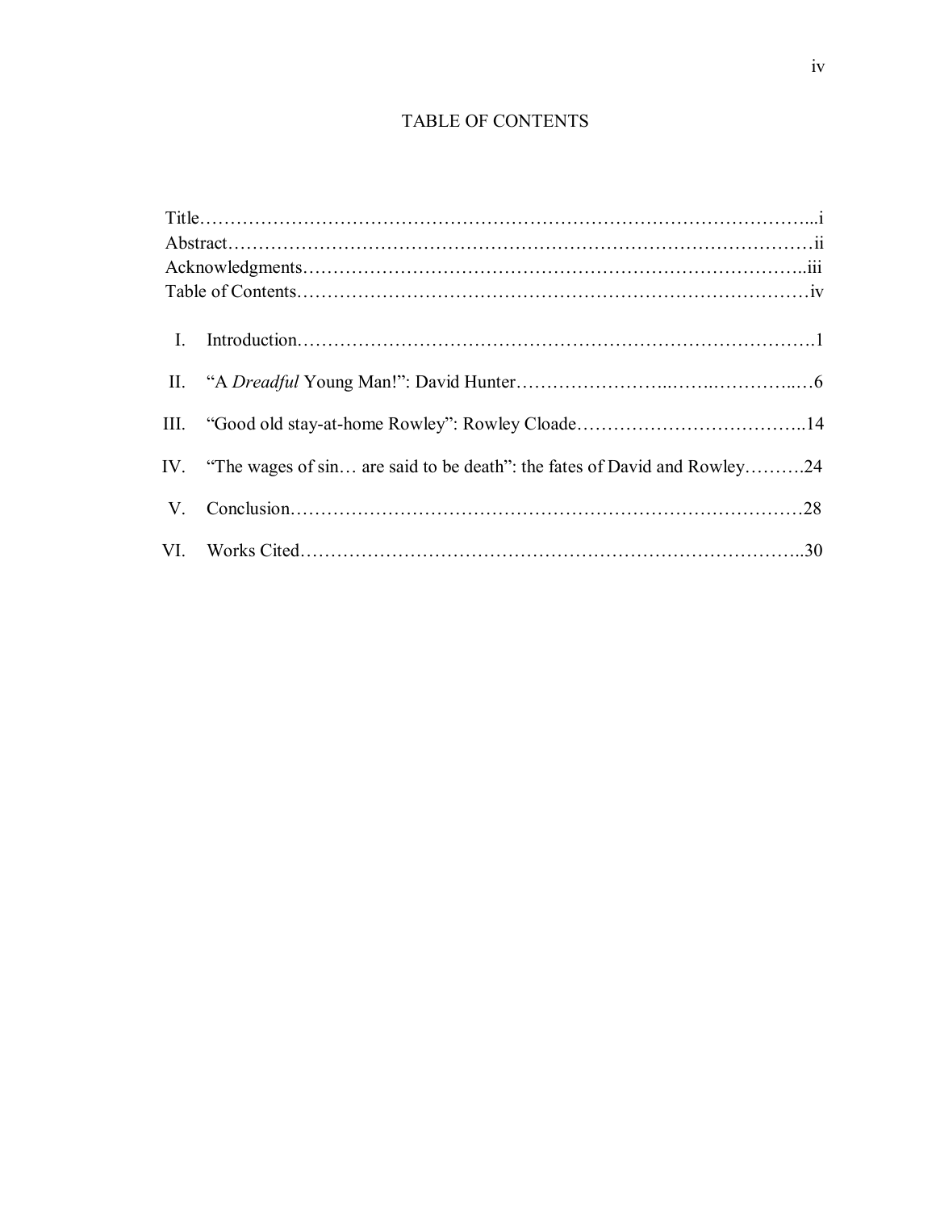# TABLE OF CONTENTS

Title……………………………………………………………………………………...i
Abstract…………………………………………………………………………………ii
Acknowledgments……………………………………………………………………..iii
Table of Contents………………………………………………………………………iv

I. Introduction……………………………………………………………………….1

II. "A *Dreadful* Young Man!": David Hunter……………………..……..…………...…6

III. "Good old stay-at-home Rowley": Rowley Cloade………………………………..14

IV. "The wages of sin… are said to be death": the fates of David and Rowley……….24

V. Conclusion………………………………………………………………………28

VI. Works Cited……………………………………………………………………..30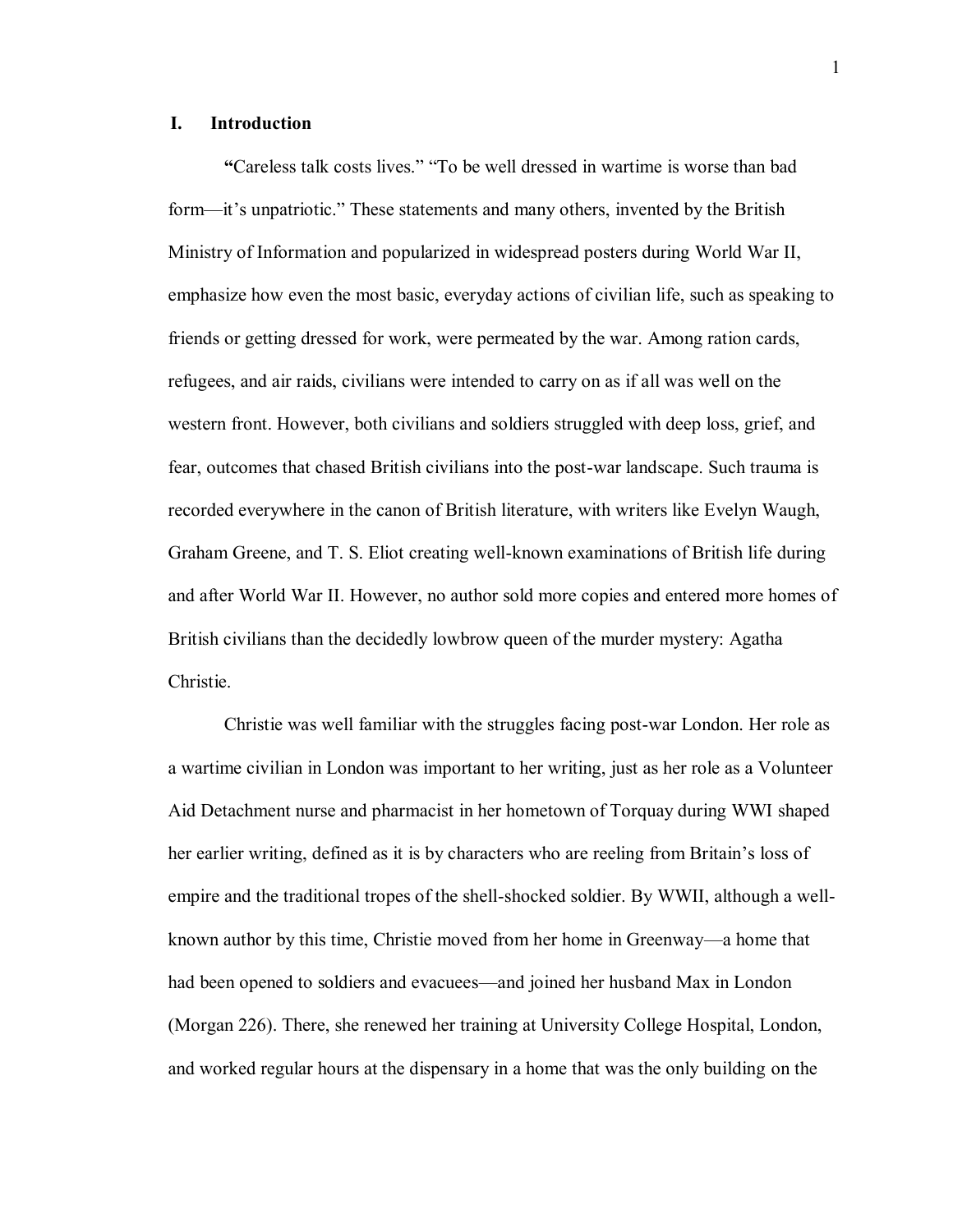## I. Introduction

**"**Careless talk costs lives." "To be well dressed in wartime is worse than bad form—it's unpatriotic." These statements and many others, invented by the British Ministry of Information and popularized in widespread posters during World War II, emphasize how even the most basic, everyday actions of civilian life, such as speaking to friends or getting dressed for work, were permeated by the war. Among ration cards, refugees, and air raids, civilians were intended to carry on as if all was well on the western front. However, both civilians and soldiers struggled with deep loss, grief, and fear, outcomes that chased British civilians into the post-war landscape. Such trauma is recorded everywhere in the canon of British literature, with writers like Evelyn Waugh, Graham Greene, and T. S. Eliot creating well-known examinations of British life during and after World War II. However, no author sold more copies and entered more homes of British civilians than the decidedly lowbrow queen of the murder mystery: Agatha Christie.

Christie was well familiar with the struggles facing post-war London. Her role as a wartime civilian in London was important to her writing, just as her role as a Volunteer Aid Detachment nurse and pharmacist in her hometown of Torquay during WWI shaped her earlier writing, defined as it is by characters who are reeling from Britain's loss of empire and the traditional tropes of the shell-shocked soldier. By WWII, although a well-known author by this time, Christie moved from her home in Greenway—a home that had been opened to soldiers and evacuees—and joined her husband Max in London (Morgan 226). There, she renewed her training at University College Hospital, London, and worked regular hours at the dispensary in a home that was the only building on the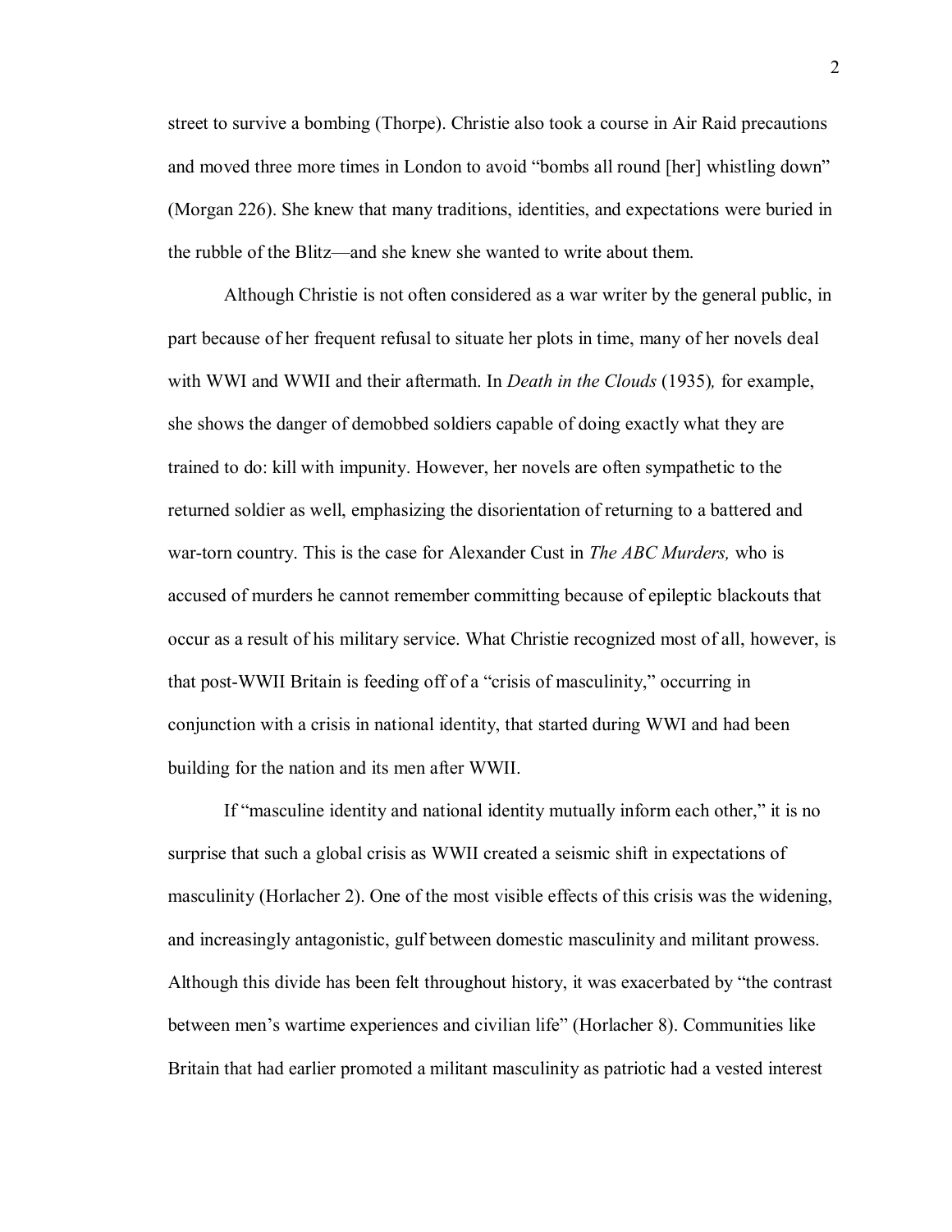street to survive a bombing (Thorpe). Christie also took a course in Air Raid precautions and moved three more times in London to avoid "bombs all round [her] whistling down" (Morgan 226). She knew that many traditions, identities, and expectations were buried in the rubble of the Blitz—and she knew she wanted to write about them.

Although Christie is not often considered as a war writer by the general public, in part because of her frequent refusal to situate her plots in time, many of her novels deal with WWI and WWII and their aftermath. In *Death in the Clouds* (1935), for example, she shows the danger of demobbed soldiers capable of doing exactly what they are trained to do: kill with impunity. However, her novels are often sympathetic to the returned soldier as well, emphasizing the disorientation of returning to a battered and war-torn country. This is the case for Alexander Cust in *The ABC Murders,* who is accused of murders he cannot remember committing because of epileptic blackouts that occur as a result of his military service. What Christie recognized most of all, however, is that post-WWII Britain is feeding off of a "crisis of masculinity," occurring in conjunction with a crisis in national identity, that started during WWI and had been building for the nation and its men after WWII.

If "masculine identity and national identity mutually inform each other," it is no surprise that such a global crisis as WWII created a seismic shift in expectations of masculinity (Horlacher 2). One of the most visible effects of this crisis was the widening, and increasingly antagonistic, gulf between domestic masculinity and militant prowess. Although this divide has been felt throughout history, it was exacerbated by "the contrast between men's wartime experiences and civilian life" (Horlacher 8). Communities like Britain that had earlier promoted a militant masculinity as patriotic had a vested interest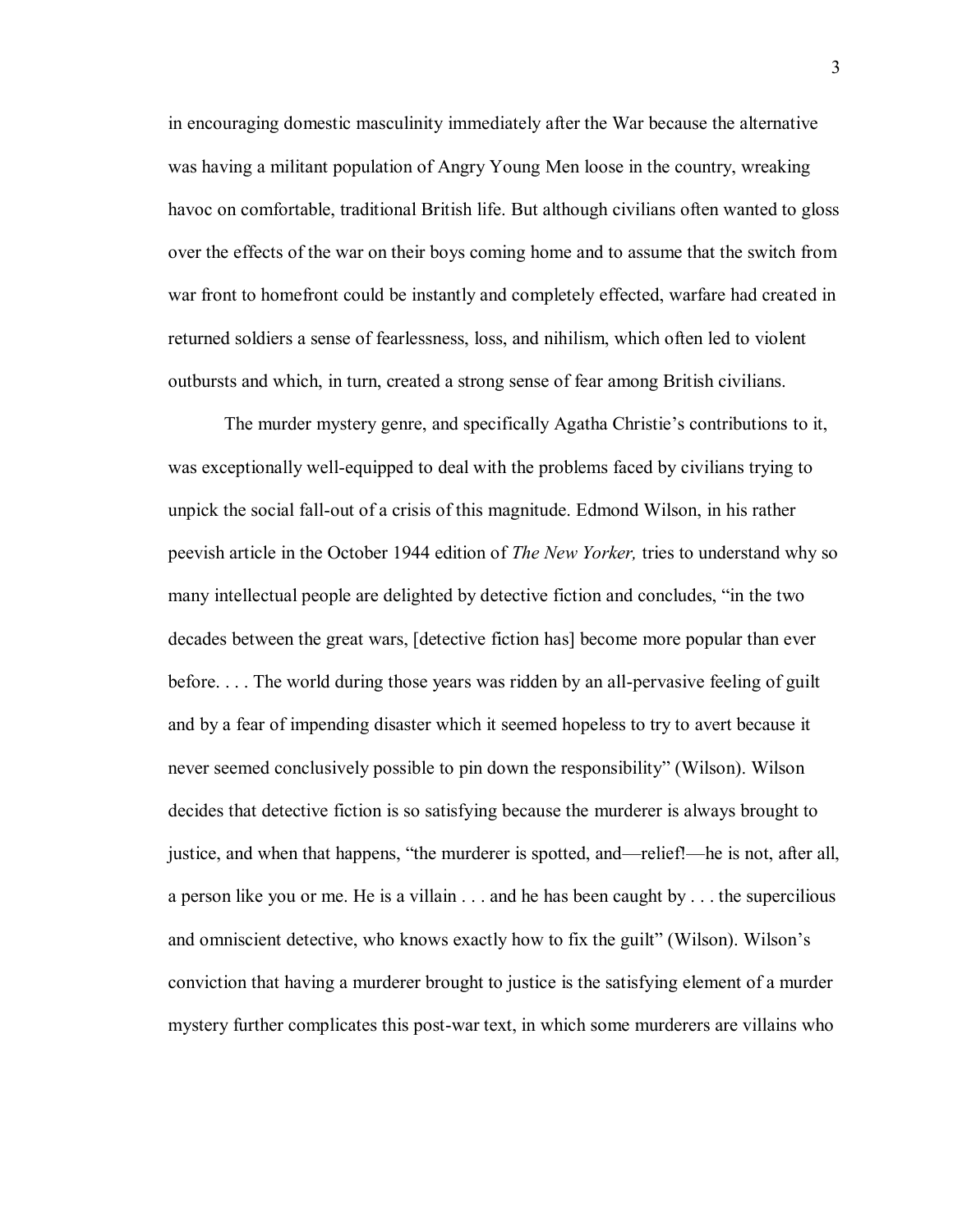in encouraging domestic masculinity immediately after the War because the alternative was having a militant population of Angry Young Men loose in the country, wreaking havoc on comfortable, traditional British life. But although civilians often wanted to gloss over the effects of the war on their boys coming home and to assume that the switch from war front to homefront could be instantly and completely effected, warfare had created in returned soldiers a sense of fearlessness, loss, and nihilism, which often led to violent outbursts and which, in turn, created a strong sense of fear among British civilians.

The murder mystery genre, and specifically Agatha Christie's contributions to it, was exceptionally well-equipped to deal with the problems faced by civilians trying to unpick the social fall-out of a crisis of this magnitude. Edmond Wilson, in his rather peevish article in the October 1944 edition of *The New Yorker,* tries to understand why so many intellectual people are delighted by detective fiction and concludes, "in the two decades between the great wars, [detective fiction has] become more popular than ever before. . . . The world during those years was ridden by an all-pervasive feeling of guilt and by a fear of impending disaster which it seemed hopeless to try to avert because it never seemed conclusively possible to pin down the responsibility" (Wilson). Wilson decides that detective fiction is so satisfying because the murderer is always brought to justice, and when that happens, "the murderer is spotted, and—relief!—he is not, after all, a person like you or me. He is a villain . . . and he has been caught by . . . the supercilious and omniscient detective, who knows exactly how to fix the guilt" (Wilson). Wilson's conviction that having a murderer brought to justice is the satisfying element of a murder mystery further complicates this post-war text, in which some murderers are villains who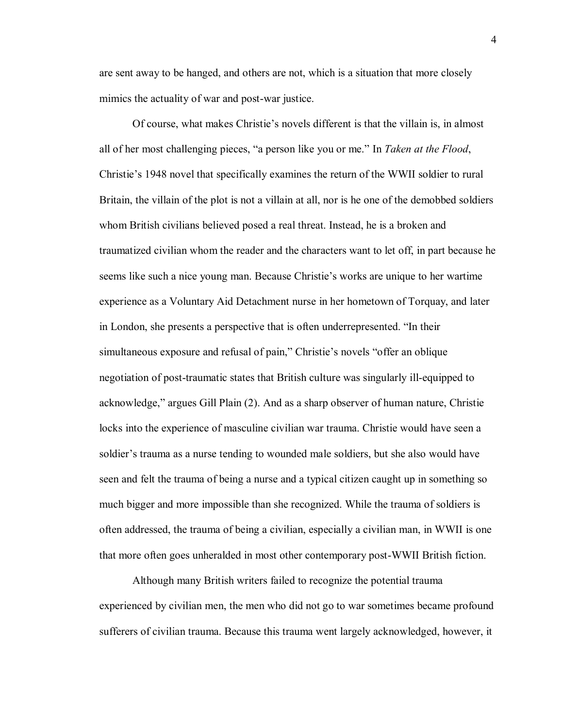are sent away to be hanged, and others are not, which is a situation that more closely mimics the actuality of war and post-war justice.

Of course, what makes Christie's novels different is that the villain is, in almost all of her most challenging pieces, "a person like you or me." In *Taken at the Flood*, Christie's 1948 novel that specifically examines the return of the WWII soldier to rural Britain, the villain of the plot is not a villain at all, nor is he one of the demobbed soldiers whom British civilians believed posed a real threat. Instead, he is a broken and traumatized civilian whom the reader and the characters want to let off, in part because he seems like such a nice young man. Because Christie's works are unique to her wartime experience as a Voluntary Aid Detachment nurse in her hometown of Torquay, and later in London, she presents a perspective that is often underrepresented. "In their simultaneous exposure and refusal of pain," Christie's novels "offer an oblique negotiation of post-traumatic states that British culture was singularly ill-equipped to acknowledge," argues Gill Plain (2). And as a sharp observer of human nature, Christie locks into the experience of masculine civilian war trauma. Christie would have seen a soldier's trauma as a nurse tending to wounded male soldiers, but she also would have seen and felt the trauma of being a nurse and a typical citizen caught up in something so much bigger and more impossible than she recognized. While the trauma of soldiers is often addressed, the trauma of being a civilian, especially a civilian man, in WWII is one that more often goes unheralded in most other contemporary post-WWII British fiction.

Although many British writers failed to recognize the potential trauma experienced by civilian men, the men who did not go to war sometimes became profound sufferers of civilian trauma. Because this trauma went largely acknowledged, however, it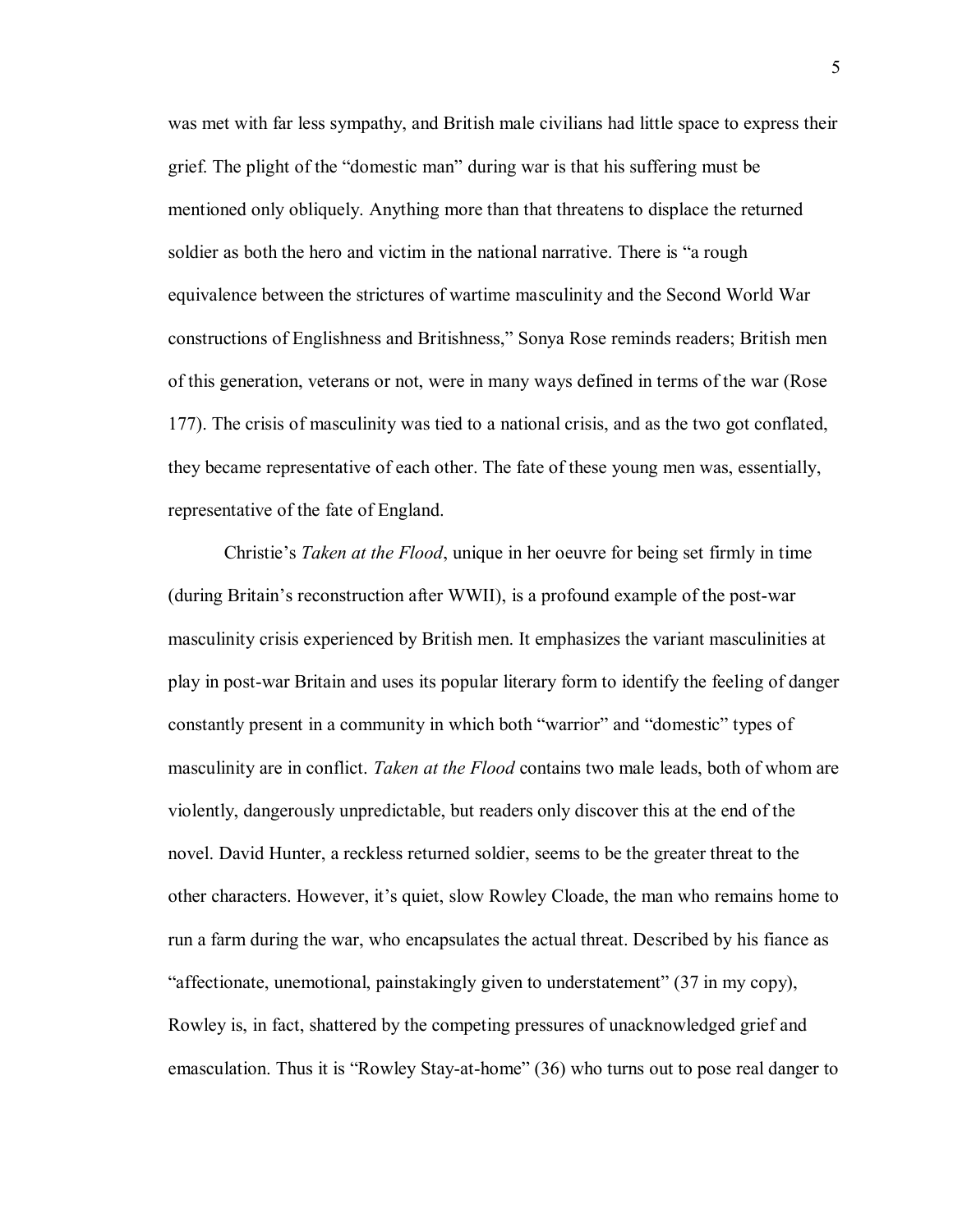was met with far less sympathy, and British male civilians had little space to express their grief. The plight of the "domestic man" during war is that his suffering must be mentioned only obliquely. Anything more than that threatens to displace the returned soldier as both the hero and victim in the national narrative. There is "a rough equivalence between the strictures of wartime masculinity and the Second World War constructions of Englishness and Britishness," Sonya Rose reminds readers; British men of this generation, veterans or not, were in many ways defined in terms of the war (Rose 177). The crisis of masculinity was tied to a national crisis, and as the two got conflated, they became representative of each other. The fate of these young men was, essentially, representative of the fate of England.

Christie's *Taken at the Flood*, unique in her oeuvre for being set firmly in time (during Britain's reconstruction after WWII), is a profound example of the post-war masculinity crisis experienced by British men. It emphasizes the variant masculinities at play in post-war Britain and uses its popular literary form to identify the feeling of danger constantly present in a community in which both "warrior" and "domestic" types of masculinity are in conflict. *Taken at the Flood* contains two male leads, both of whom are violently, dangerously unpredictable, but readers only discover this at the end of the novel. David Hunter, a reckless returned soldier, seems to be the greater threat to the other characters. However, it's quiet, slow Rowley Cloade, the man who remains home to run a farm during the war, who encapsulates the actual threat. Described by his fiance as "affectionate, unemotional, painstakingly given to understatement" (37 in my copy), Rowley is, in fact, shattered by the competing pressures of unacknowledged grief and emasculation. Thus it is "Rowley Stay-at-home" (36) who turns out to pose real danger to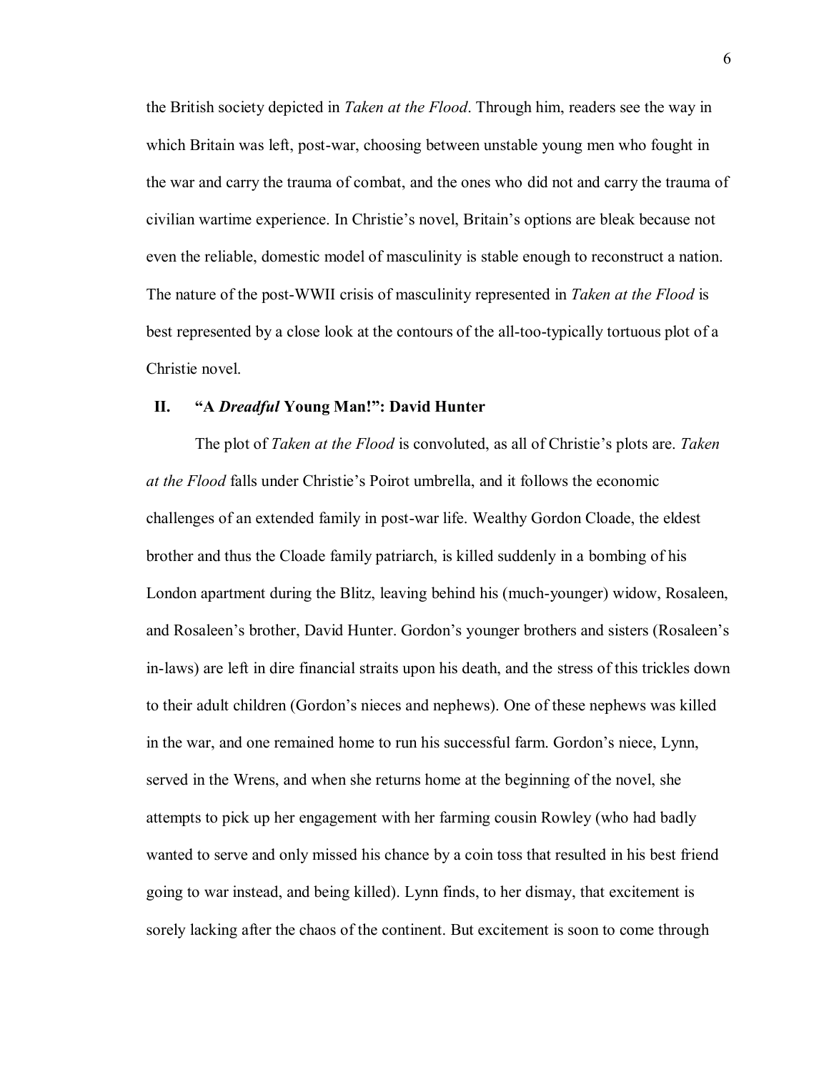the British society depicted in *Taken at the Flood*. Through him, readers see the way in which Britain was left, post-war, choosing between unstable young men who fought in the war and carry the trauma of combat, and the ones who did not and carry the trauma of civilian wartime experience. In Christie's novel, Britain's options are bleak because not even the reliable, domestic model of masculinity is stable enough to reconstruct a nation. The nature of the post-WWII crisis of masculinity represented in *Taken at the Flood* is best represented by a close look at the contours of the all-too-typically tortuous plot of a Christie novel.

## II. "A *Dreadful* Young Man!": David Hunter

The plot of *Taken at the Flood* is convoluted, as all of Christie's plots are. *Taken at the Flood* falls under Christie's Poirot umbrella, and it follows the economic challenges of an extended family in post-war life. Wealthy Gordon Cloade, the eldest brother and thus the Cloade family patriarch, is killed suddenly in a bombing of his London apartment during the Blitz, leaving behind his (much-younger) widow, Rosaleen, and Rosaleen's brother, David Hunter. Gordon's younger brothers and sisters (Rosaleen's in-laws) are left in dire financial straits upon his death, and the stress of this trickles down to their adult children (Gordon's nieces and nephews). One of these nephews was killed in the war, and one remained home to run his successful farm. Gordon's niece, Lynn, served in the Wrens, and when she returns home at the beginning of the novel, she attempts to pick up her engagement with her farming cousin Rowley (who had badly wanted to serve and only missed his chance by a coin toss that resulted in his best friend going to war instead, and being killed). Lynn finds, to her dismay, that excitement is sorely lacking after the chaos of the continent. But excitement is soon to come through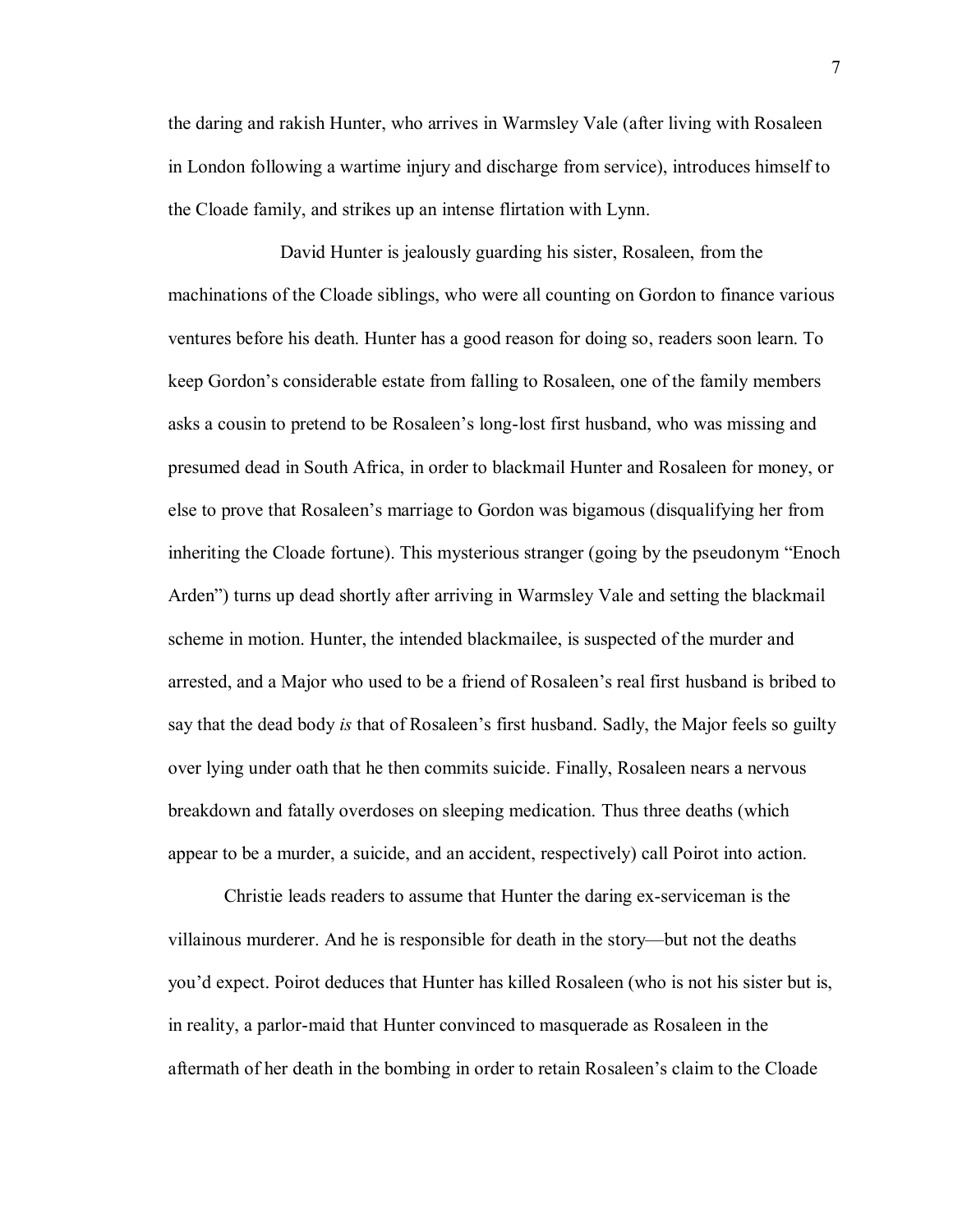the daring and rakish Hunter, who arrives in Warmsley Vale (after living with Rosaleen in London following a wartime injury and discharge from service), introduces himself to the Cloade family, and strikes up an intense flirtation with Lynn.

David Hunter is jealously guarding his sister, Rosaleen, from the machinations of the Cloade siblings, who were all counting on Gordon to finance various ventures before his death. Hunter has a good reason for doing so, readers soon learn. To keep Gordon's considerable estate from falling to Rosaleen, one of the family members asks a cousin to pretend to be Rosaleen's long-lost first husband, who was missing and presumed dead in South Africa, in order to blackmail Hunter and Rosaleen for money, or else to prove that Rosaleen's marriage to Gordon was bigamous (disqualifying her from inheriting the Cloade fortune). This mysterious stranger (going by the pseudonym "Enoch Arden") turns up dead shortly after arriving in Warmsley Vale and setting the blackmail scheme in motion. Hunter, the intended blackmailee, is suspected of the murder and arrested, and a Major who used to be a friend of Rosaleen's real first husband is bribed to say that the dead body *is* that of Rosaleen's first husband. Sadly, the Major feels so guilty over lying under oath that he then commits suicide. Finally, Rosaleen nears a nervous breakdown and fatally overdoses on sleeping medication. Thus three deaths (which appear to be a murder, a suicide, and an accident, respectively) call Poirot into action.

Christie leads readers to assume that Hunter the daring ex-serviceman is the villainous murderer. And he is responsible for death in the story—but not the deaths you'd expect. Poirot deduces that Hunter has killed Rosaleen (who is not his sister but is, in reality, a parlor-maid that Hunter convinced to masquerade as Rosaleen in the aftermath of her death in the bombing in order to retain Rosaleen's claim to the Cloade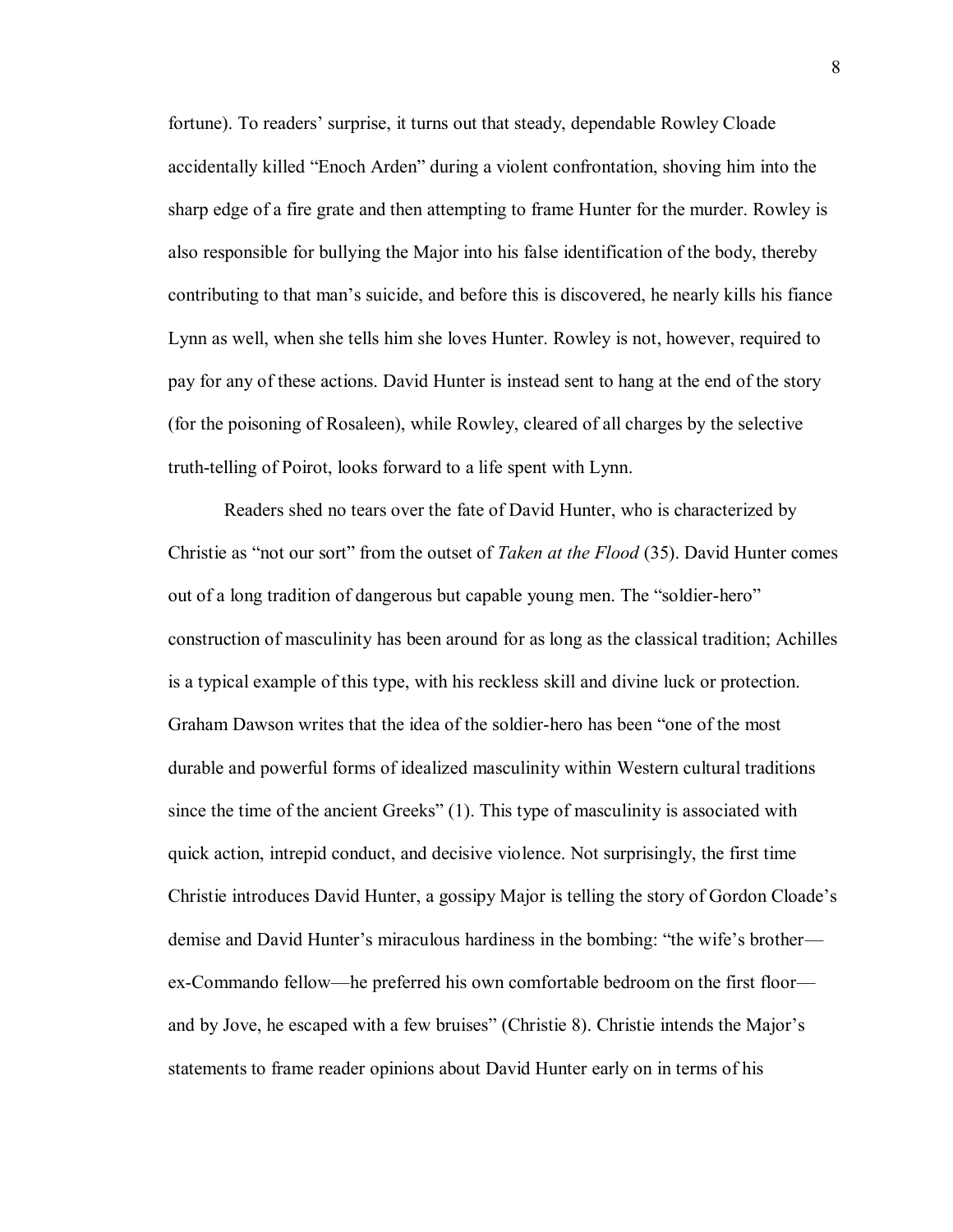fortune). To readers' surprise, it turns out that steady, dependable Rowley Cloade accidentally killed "Enoch Arden" during a violent confrontation, shoving him into the sharp edge of a fire grate and then attempting to frame Hunter for the murder. Rowley is also responsible for bullying the Major into his false identification of the body, thereby contributing to that man's suicide, and before this is discovered, he nearly kills his fiance Lynn as well, when she tells him she loves Hunter. Rowley is not, however, required to pay for any of these actions. David Hunter is instead sent to hang at the end of the story (for the poisoning of Rosaleen), while Rowley, cleared of all charges by the selective truth-telling of Poirot, looks forward to a life spent with Lynn.

Readers shed no tears over the fate of David Hunter, who is characterized by Christie as "not our sort" from the outset of *Taken at the Flood* (35). David Hunter comes out of a long tradition of dangerous but capable young men. The "soldier-hero" construction of masculinity has been around for as long as the classical tradition; Achilles is a typical example of this type, with his reckless skill and divine luck or protection. Graham Dawson writes that the idea of the soldier-hero has been "one of the most durable and powerful forms of idealized masculinity within Western cultural traditions since the time of the ancient Greeks" (1). This type of masculinity is associated with quick action, intrepid conduct, and decisive violence. Not surprisingly, the first time Christie introduces David Hunter, a gossipy Major is telling the story of Gordon Cloade's demise and David Hunter's miraculous hardiness in the bombing: "the wife's brother—ex-Commando fellow—he preferred his own comfortable bedroom on the first floor—and by Jove, he escaped with a few bruises" (Christie 8). Christie intends the Major's statements to frame reader opinions about David Hunter early on in terms of his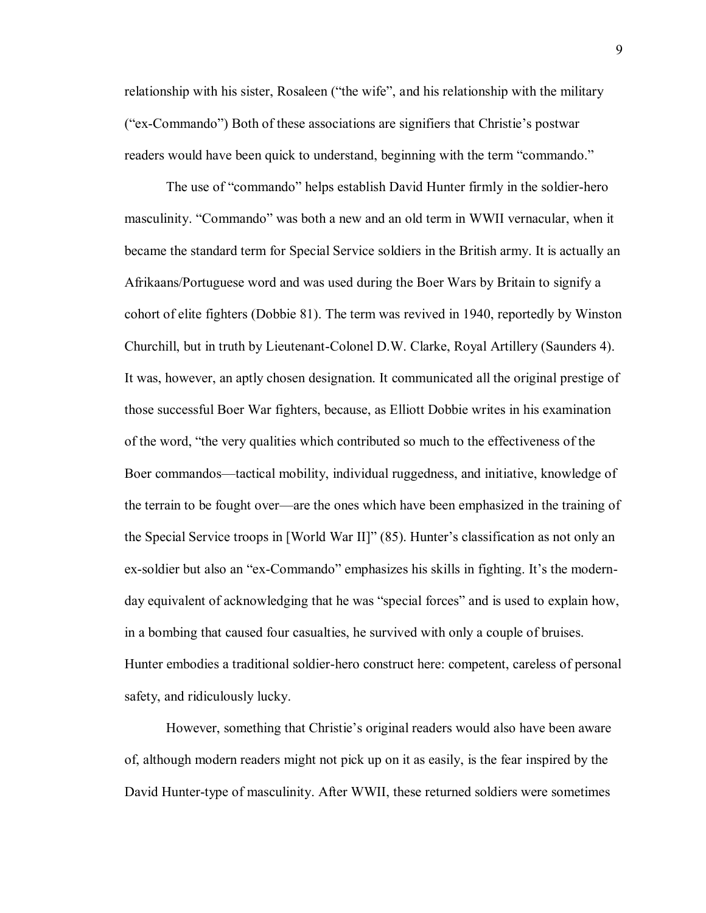relationship with his sister, Rosaleen ("the wife", and his relationship with the military ("ex-Commando") Both of these associations are signifiers that Christie's postwar readers would have been quick to understand, beginning with the term "commando."

The use of "commando" helps establish David Hunter firmly in the soldier-hero masculinity. "Commando" was both a new and an old term in WWII vernacular, when it became the standard term for Special Service soldiers in the British army. It is actually an Afrikaans/Portuguese word and was used during the Boer Wars by Britain to signify a cohort of elite fighters (Dobbie 81). The term was revived in 1940, reportedly by Winston Churchill, but in truth by Lieutenant-Colonel D.W. Clarke, Royal Artillery (Saunders 4). It was, however, an aptly chosen designation. It communicated all the original prestige of those successful Boer War fighters, because, as Elliott Dobbie writes in his examination of the word, "the very qualities which contributed so much to the effectiveness of the Boer commandos—tactical mobility, individual ruggedness, and initiative, knowledge of the terrain to be fought over—are the ones which have been emphasized in the training of the Special Service troops in [World War II]" (85). Hunter's classification as not only an ex-soldier but also an "ex-Commando" emphasizes his skills in fighting. It's the modern-day equivalent of acknowledging that he was "special forces" and is used to explain how, in a bombing that caused four casualties, he survived with only a couple of bruises. Hunter embodies a traditional soldier-hero construct here: competent, careless of personal safety, and ridiculously lucky.

However, something that Christie's original readers would also have been aware of, although modern readers might not pick up on it as easily, is the fear inspired by the David Hunter-type of masculinity. After WWII, these returned soldiers were sometimes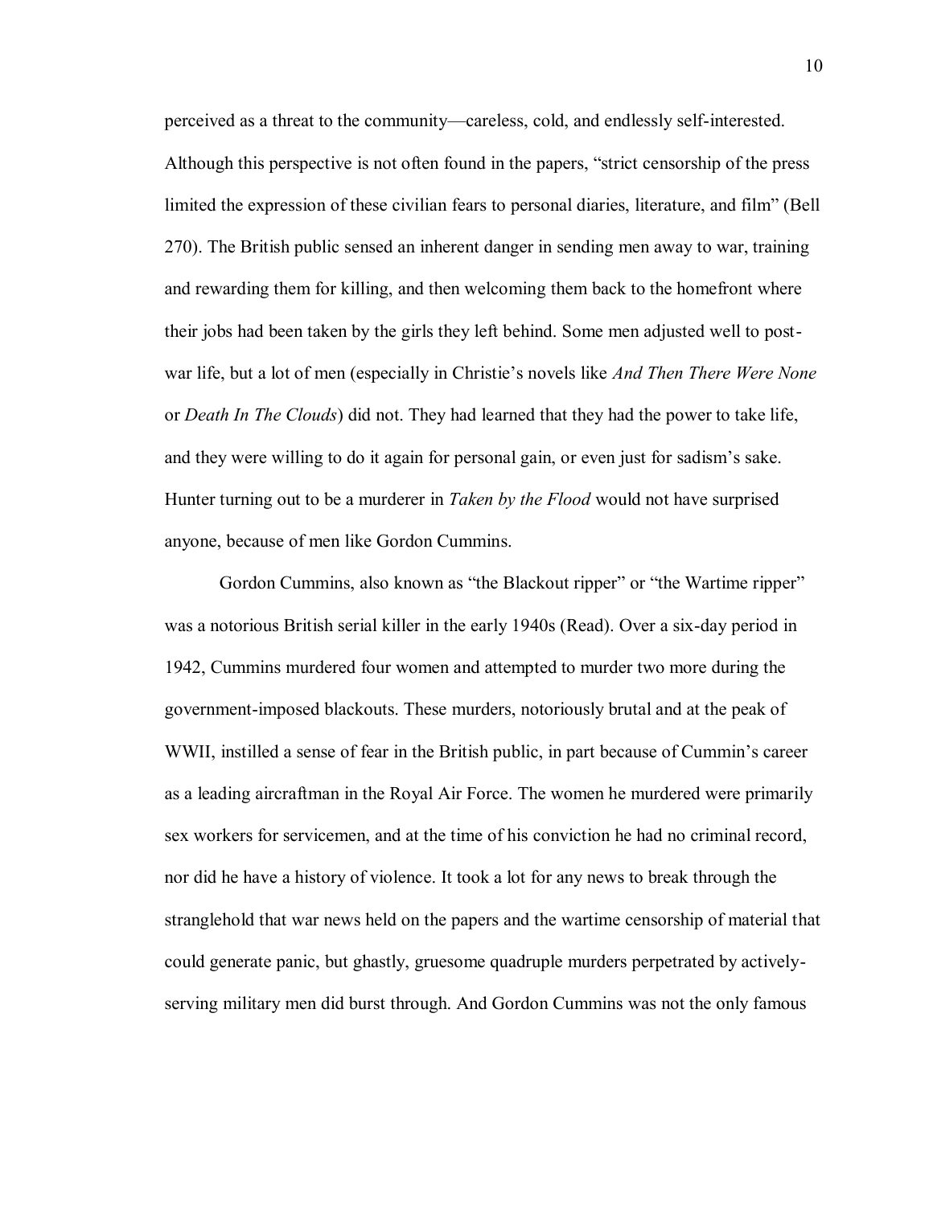perceived as a threat to the community—careless, cold, and endlessly self-interested. Although this perspective is not often found in the papers, "strict censorship of the press limited the expression of these civilian fears to personal diaries, literature, and film" (Bell 270). The British public sensed an inherent danger in sending men away to war, training and rewarding them for killing, and then welcoming them back to the homefront where their jobs had been taken by the girls they left behind. Some men adjusted well to post-war life, but a lot of men (especially in Christie's novels like *And Then There Were None* or *Death In The Clouds*) did not. They had learned that they had the power to take life, and they were willing to do it again for personal gain, or even just for sadism's sake. Hunter turning out to be a murderer in *Taken by the Flood* would not have surprised anyone, because of men like Gordon Cummins.

Gordon Cummins, also known as "the Blackout ripper" or "the Wartime ripper" was a notorious British serial killer in the early 1940s (Read). Over a six-day period in 1942, Cummins murdered four women and attempted to murder two more during the government-imposed blackouts. These murders, notoriously brutal and at the peak of WWII, instilled a sense of fear in the British public, in part because of Cummin's career as a leading aircraftman in the Royal Air Force. The women he murdered were primarily sex workers for servicemen, and at the time of his conviction he had no criminal record, nor did he have a history of violence. It took a lot for any news to break through the stranglehold that war news held on the papers and the wartime censorship of material that could generate panic, but ghastly, gruesome quadruple murders perpetrated by actively-serving military men did burst through. And Gordon Cummins was not the only famous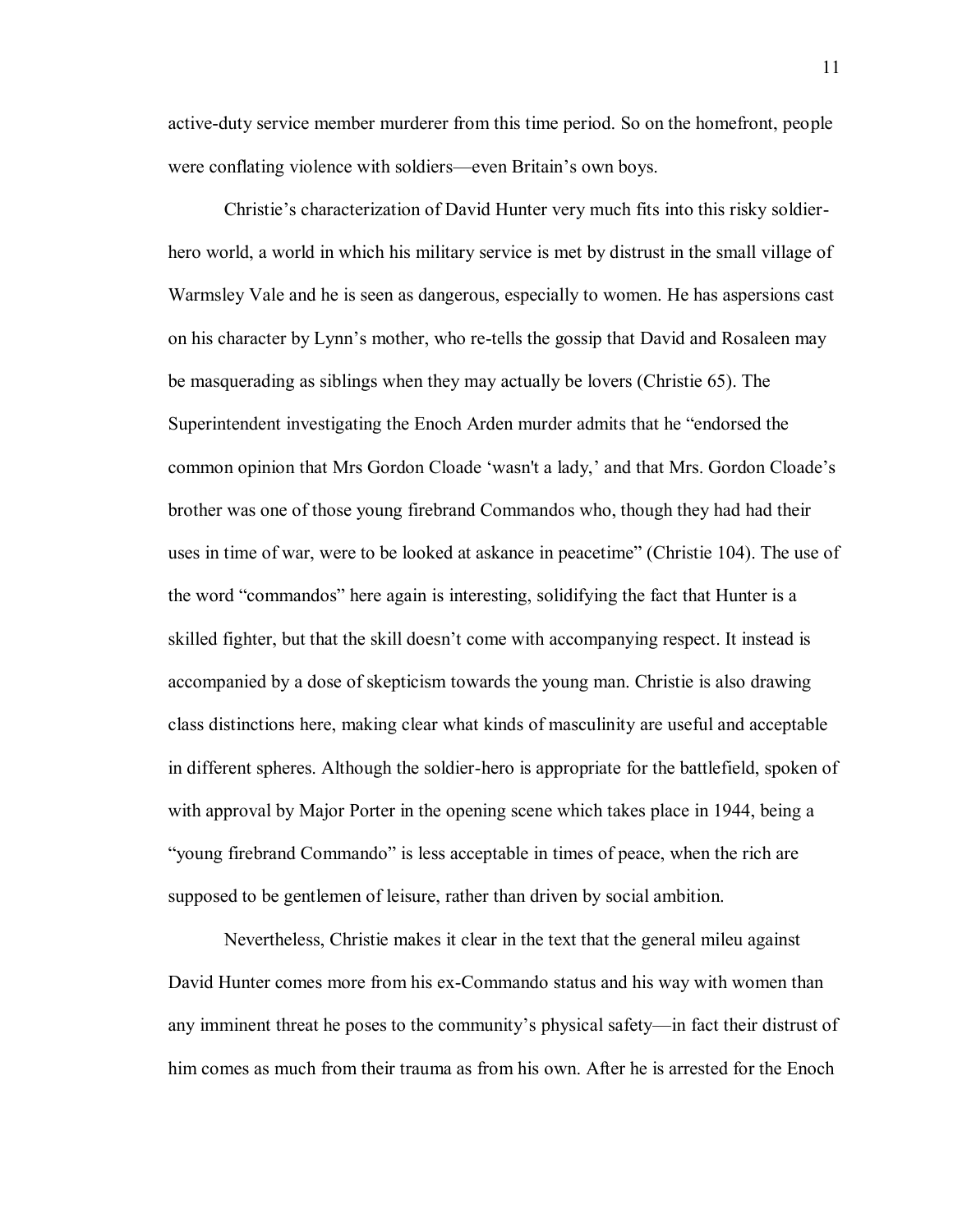active-duty service member murderer from this time period. So on the homefront, people were conflating violence with soldiers—even Britain's own boys.

Christie's characterization of David Hunter very much fits into this risky soldier-hero world, a world in which his military service is met by distrust in the small village of Warmsley Vale and he is seen as dangerous, especially to women. He has aspersions cast on his character by Lynn's mother, who re-tells the gossip that David and Rosaleen may be masquerading as siblings when they may actually be lovers (Christie 65). The Superintendent investigating the Enoch Arden murder admits that he "endorsed the common opinion that Mrs Gordon Cloade 'wasn't a lady,' and that Mrs. Gordon Cloade's brother was one of those young firebrand Commandos who, though they had had their uses in time of war, were to be looked at askance in peacetime" (Christie 104). The use of the word "commandos" here again is interesting, solidifying the fact that Hunter is a skilled fighter, but that the skill doesn't come with accompanying respect. It instead is accompanied by a dose of skepticism towards the young man. Christie is also drawing class distinctions here, making clear what kinds of masculinity are useful and acceptable in different spheres. Although the soldier-hero is appropriate for the battlefield, spoken of with approval by Major Porter in the opening scene which takes place in 1944, being a "young firebrand Commando" is less acceptable in times of peace, when the rich are supposed to be gentlemen of leisure, rather than driven by social ambition.

Nevertheless, Christie makes it clear in the text that the general mileu against David Hunter comes more from his ex-Commando status and his way with women than any imminent threat he poses to the community's physical safety—in fact their distrust of him comes as much from their trauma as from his own. After he is arrested for the Enoch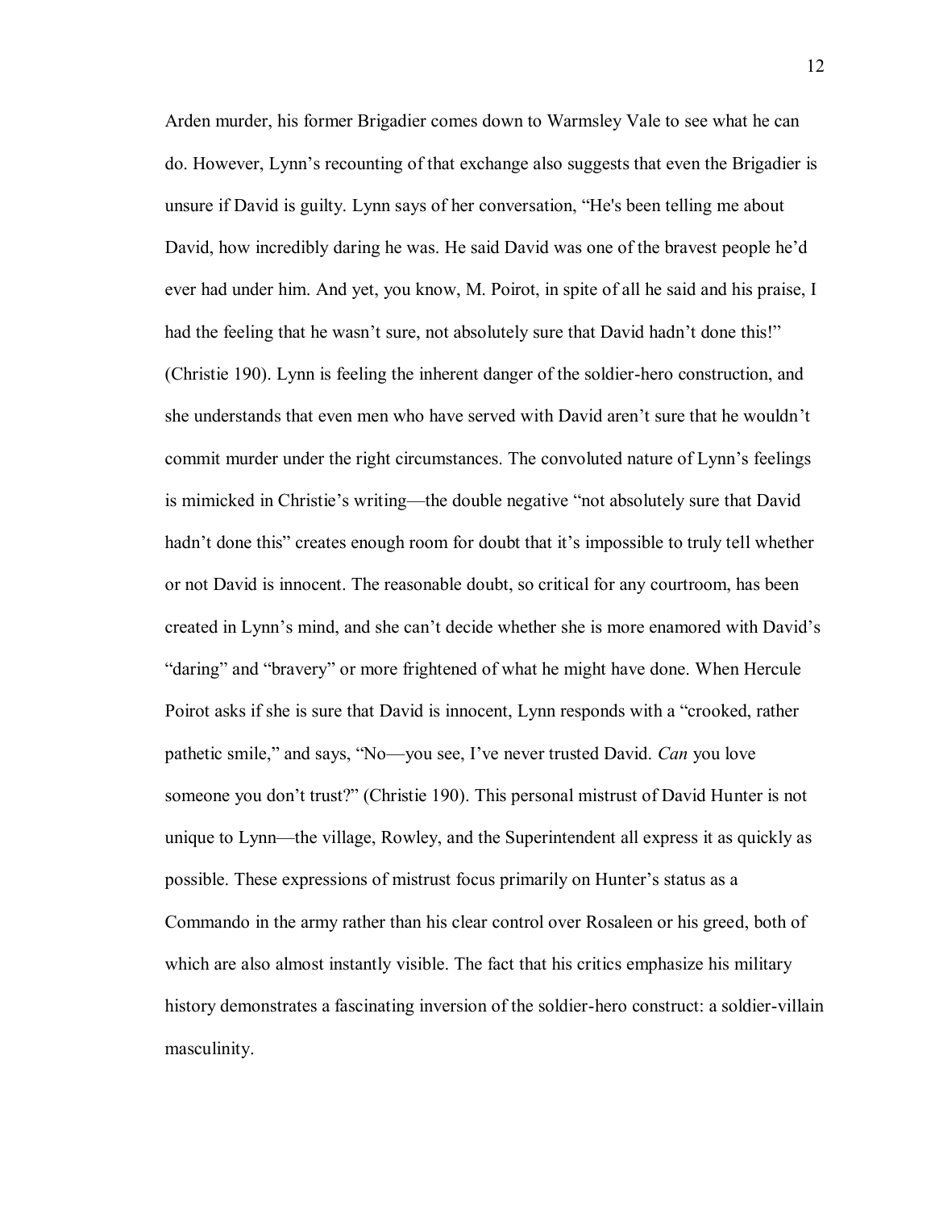Arden murder, his former Brigadier comes down to Warmsley Vale to see what he can do. However, Lynn's recounting of that exchange also suggests that even the Brigadier is unsure if David is guilty. Lynn says of her conversation, "He's been telling me about David, how incredibly daring he was. He said David was one of the bravest people he'd ever had under him. And yet, you know, M. Poirot, in spite of all he said and his praise, I had the feeling that he wasn't sure, not absolutely sure that David hadn't done this!" (Christie 190). Lynn is feeling the inherent danger of the soldier-hero construction, and she understands that even men who have served with David aren't sure that he wouldn't commit murder under the right circumstances. The convoluted nature of Lynn's feelings is mimicked in Christie's writing—the double negative "not absolutely sure that David hadn't done this" creates enough room for doubt that it's impossible to truly tell whether or not David is innocent. The reasonable doubt, so critical for any courtroom, has been created in Lynn's mind, and she can't decide whether she is more enamored with David's "daring" and "bravery" or more frightened of what he might have done. When Hercule Poirot asks if she is sure that David is innocent, Lynn responds with a "crooked, rather pathetic smile," and says, "No—you see, I've never trusted David. *Can* you love someone you don't trust?" (Christie 190). This personal mistrust of David Hunter is not unique to Lynn—the village, Rowley, and the Superintendent all express it as quickly as possible. These expressions of mistrust focus primarily on Hunter's status as a Commando in the army rather than his clear control over Rosaleen or his greed, both of which are also almost instantly visible. The fact that his critics emphasize his military history demonstrates a fascinating inversion of the soldier-hero construct: a soldier-villain masculinity.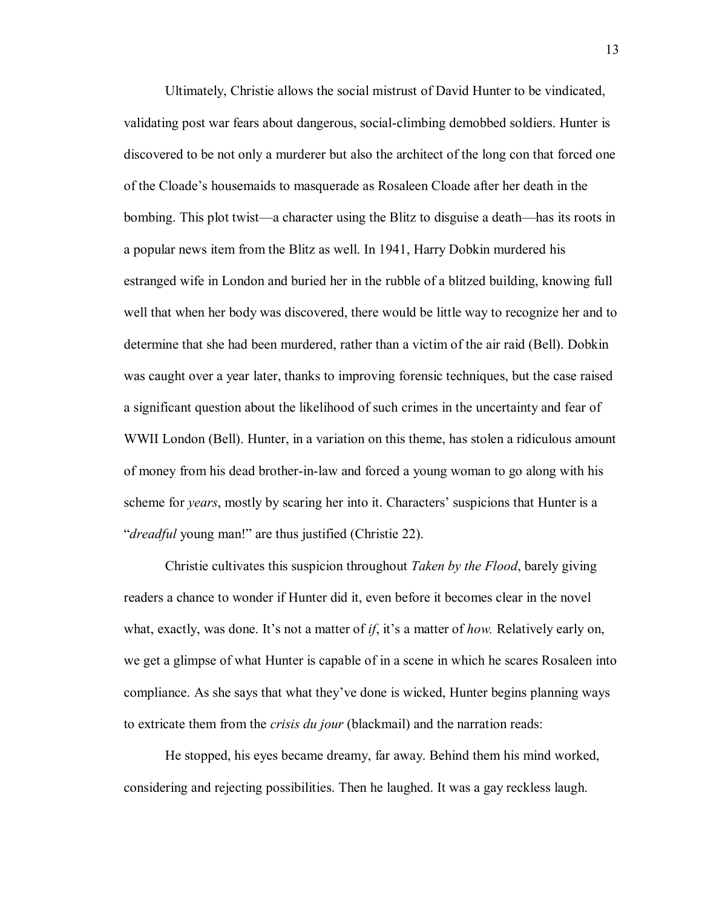Ultimately, Christie allows the social mistrust of David Hunter to be vindicated, validating post war fears about dangerous, social-climbing demobbed soldiers. Hunter is discovered to be not only a murderer but also the architect of the long con that forced one of the Cloade's housemaids to masquerade as Rosaleen Cloade after her death in the bombing. This plot twist—a character using the Blitz to disguise a death—has its roots in a popular news item from the Blitz as well. In 1941, Harry Dobkin murdered his estranged wife in London and buried her in the rubble of a blitzed building, knowing full well that when her body was discovered, there would be little way to recognize her and to determine that she had been murdered, rather than a victim of the air raid (Bell). Dobkin was caught over a year later, thanks to improving forensic techniques, but the case raised a significant question about the likelihood of such crimes in the uncertainty and fear of WWII London (Bell). Hunter, in a variation on this theme, has stolen a ridiculous amount of money from his dead brother-in-law and forced a young woman to go along with his scheme for *years*, mostly by scaring her into it. Characters' suspicions that Hunter is a "*dreadful* young man!" are thus justified (Christie 22).

Christie cultivates this suspicion throughout *Taken by the Flood*, barely giving readers a chance to wonder if Hunter did it, even before it becomes clear in the novel what, exactly, was done. It's not a matter of *if*, it's a matter of *how.* Relatively early on, we get a glimpse of what Hunter is capable of in a scene in which he scares Rosaleen into compliance. As she says that what they've done is wicked, Hunter begins planning ways to extricate them from the *crisis du jour* (blackmail) and the narration reads:

He stopped, his eyes became dreamy, far away. Behind them his mind worked, considering and rejecting possibilities. Then he laughed. It was a gay reckless laugh.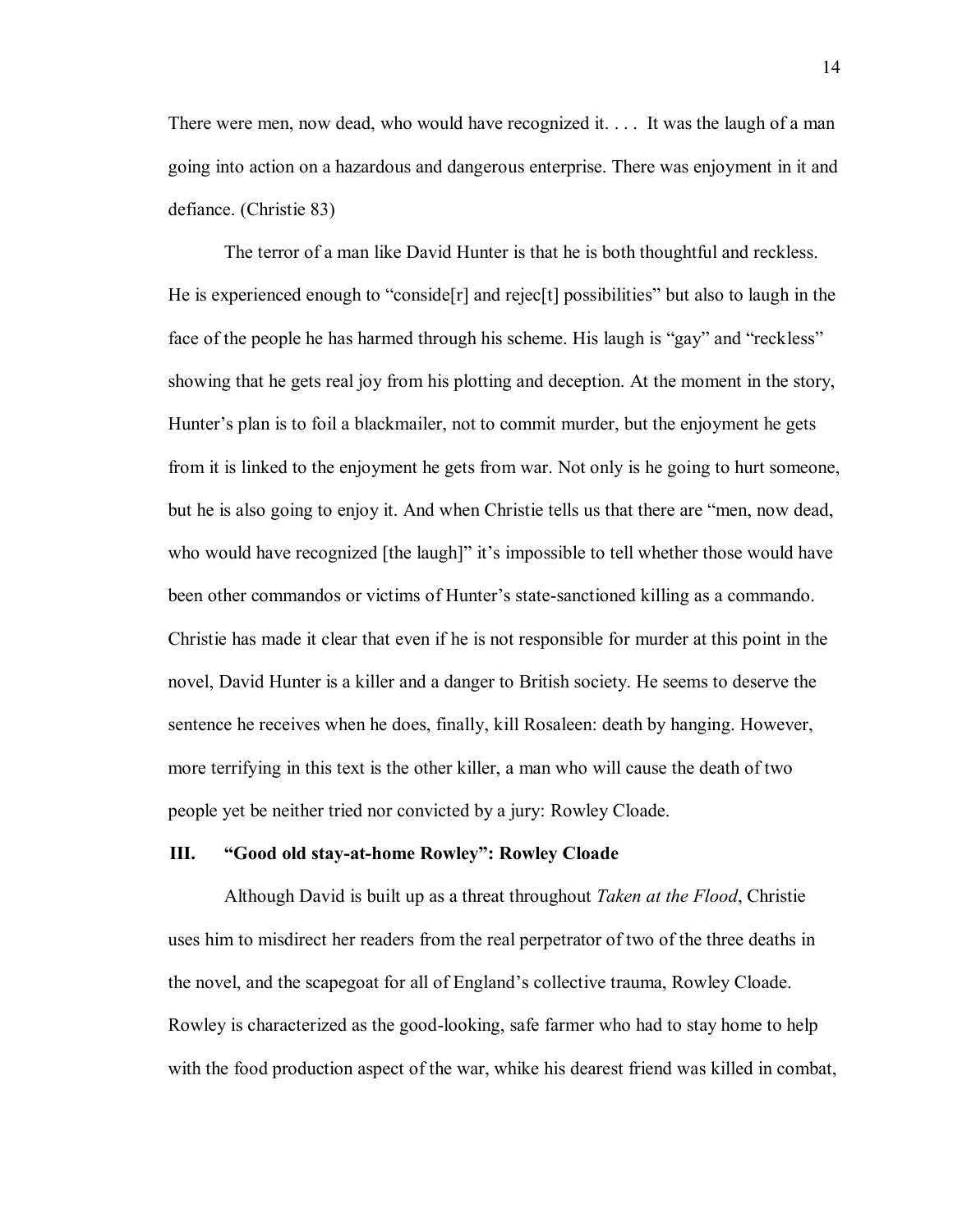There were men, now dead, who would have recognized it. . . . It was the laugh of a man going into action on a hazardous and dangerous enterprise. There was enjoyment in it and defiance. (Christie 83)

The terror of a man like David Hunter is that he is both thoughtful and reckless. He is experienced enough to "conside[r] and rejec[t] possibilities" but also to laugh in the face of the people he has harmed through his scheme. His laugh is "gay" and "reckless" showing that he gets real joy from his plotting and deception. At the moment in the story, Hunter's plan is to foil a blackmailer, not to commit murder, but the enjoyment he gets from it is linked to the enjoyment he gets from war. Not only is he going to hurt someone, but he is also going to enjoy it. And when Christie tells us that there are "men, now dead, who would have recognized [the laugh]" it's impossible to tell whether those would have been other commandos or victims of Hunter's state-sanctioned killing as a commando. Christie has made it clear that even if he is not responsible for murder at this point in the novel, David Hunter is a killer and a danger to British society. He seems to deserve the sentence he receives when he does, finally, kill Rosaleen: death by hanging. However, more terrifying in this text is the other killer, a man who will cause the death of two people yet be neither tried nor convicted by a jury: Rowley Cloade.

### III. "Good old stay-at-home Rowley": Rowley Cloade

Although David is built up as a threat throughout *Taken at the Flood*, Christie uses him to misdirect her readers from the real perpetrator of two of the three deaths in the novel, and the scapegoat for all of England's collective trauma, Rowley Cloade. Rowley is characterized as the good-looking, safe farmer who had to stay home to help with the food production aspect of the war, whike his dearest friend was killed in combat,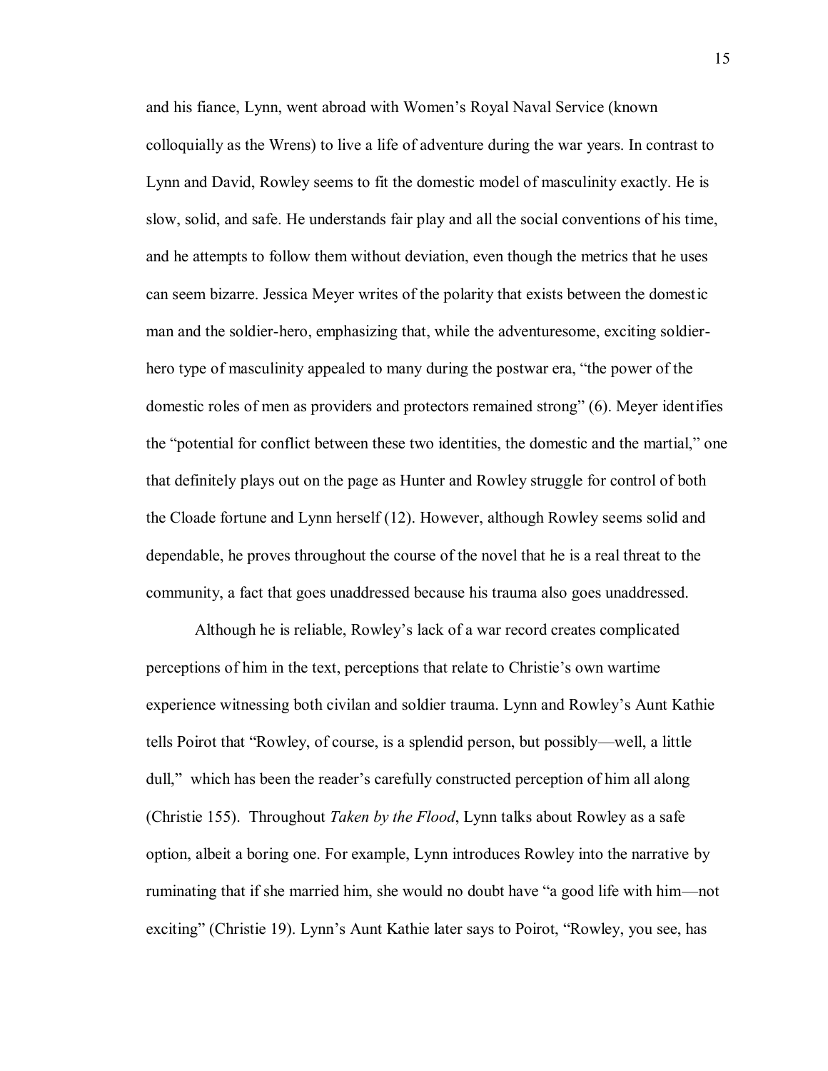and his fiance, Lynn, went abroad with Women's Royal Naval Service (known colloquially as the Wrens) to live a life of adventure during the war years. In contrast to Lynn and David, Rowley seems to fit the domestic model of masculinity exactly. He is slow, solid, and safe. He understands fair play and all the social conventions of his time, and he attempts to follow them without deviation, even though the metrics that he uses can seem bizarre. Jessica Meyer writes of the polarity that exists between the domestic man and the soldier-hero, emphasizing that, while the adventuresome, exciting soldier-hero type of masculinity appealed to many during the postwar era, "the power of the domestic roles of men as providers and protectors remained strong" (6). Meyer identifies the "potential for conflict between these two identities, the domestic and the martial," one that definitely plays out on the page as Hunter and Rowley struggle for control of both the Cloade fortune and Lynn herself (12). However, although Rowley seems solid and dependable, he proves throughout the course of the novel that he is a real threat to the community, a fact that goes unaddressed because his trauma also goes unaddressed.

Although he is reliable, Rowley's lack of a war record creates complicated perceptions of him in the text, perceptions that relate to Christie's own wartime experience witnessing both civilan and soldier trauma. Lynn and Rowley's Aunt Kathie tells Poirot that "Rowley, of course, is a splendid person, but possibly—well, a little dull," which has been the reader's carefully constructed perception of him all along (Christie 155). Throughout *Taken by the Flood*, Lynn talks about Rowley as a safe option, albeit a boring one. For example, Lynn introduces Rowley into the narrative by ruminating that if she married him, she would no doubt have "a good life with him—not exciting" (Christie 19). Lynn's Aunt Kathie later says to Poirot, "Rowley, you see, has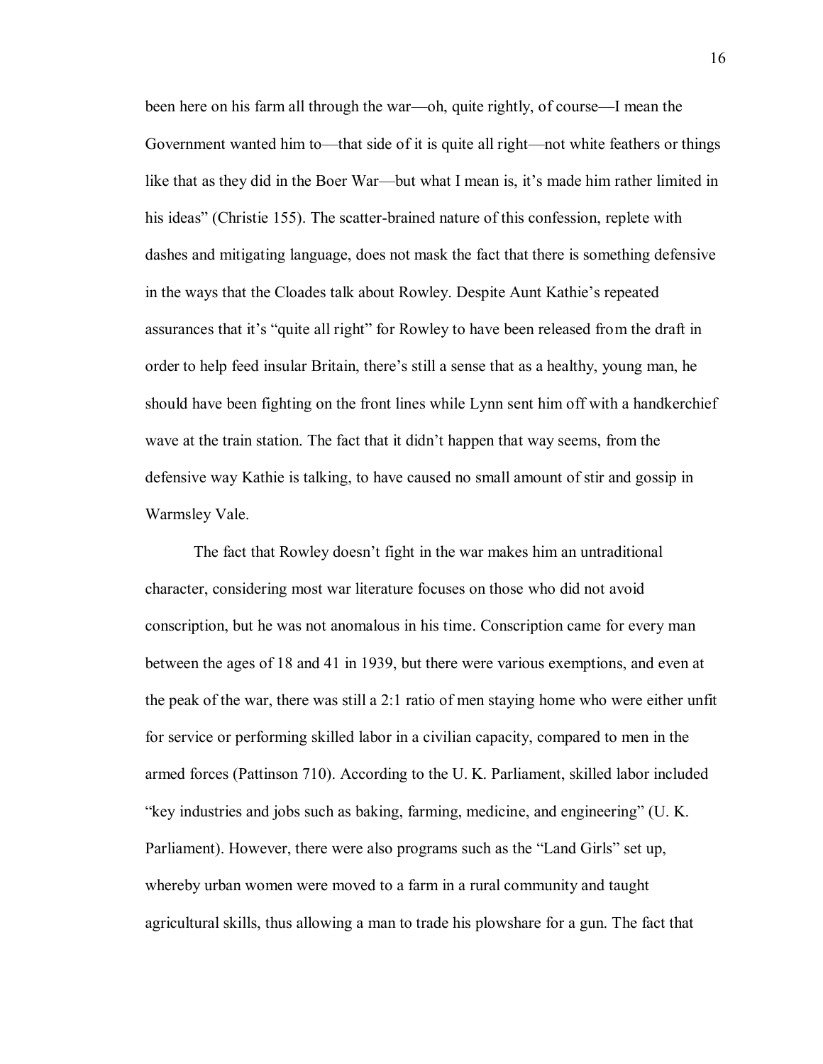been here on his farm all through the war—oh, quite rightly, of course—I mean the Government wanted him to—that side of it is quite all right—not white feathers or things like that as they did in the Boer War—but what I mean is, it's made him rather limited in his ideas" (Christie 155). The scatter-brained nature of this confession, replete with dashes and mitigating language, does not mask the fact that there is something defensive in the ways that the Cloades talk about Rowley. Despite Aunt Kathie's repeated assurances that it's "quite all right" for Rowley to have been released from the draft in order to help feed insular Britain, there's still a sense that as a healthy, young man, he should have been fighting on the front lines while Lynn sent him off with a handkerchief wave at the train station. The fact that it didn't happen that way seems, from the defensive way Kathie is talking, to have caused no small amount of stir and gossip in Warmsley Vale.

The fact that Rowley doesn't fight in the war makes him an untraditional character, considering most war literature focuses on those who did not avoid conscription, but he was not anomalous in his time. Conscription came for every man between the ages of 18 and 41 in 1939, but there were various exemptions, and even at the peak of the war, there was still a 2:1 ratio of men staying home who were either unfit for service or performing skilled labor in a civilian capacity, compared to men in the armed forces (Pattinson 710). According to the U. K. Parliament, skilled labor included "key industries and jobs such as baking, farming, medicine, and engineering" (U. K. Parliament). However, there were also programs such as the "Land Girls" set up, whereby urban women were moved to a farm in a rural community and taught agricultural skills, thus allowing a man to trade his plowshare for a gun. The fact that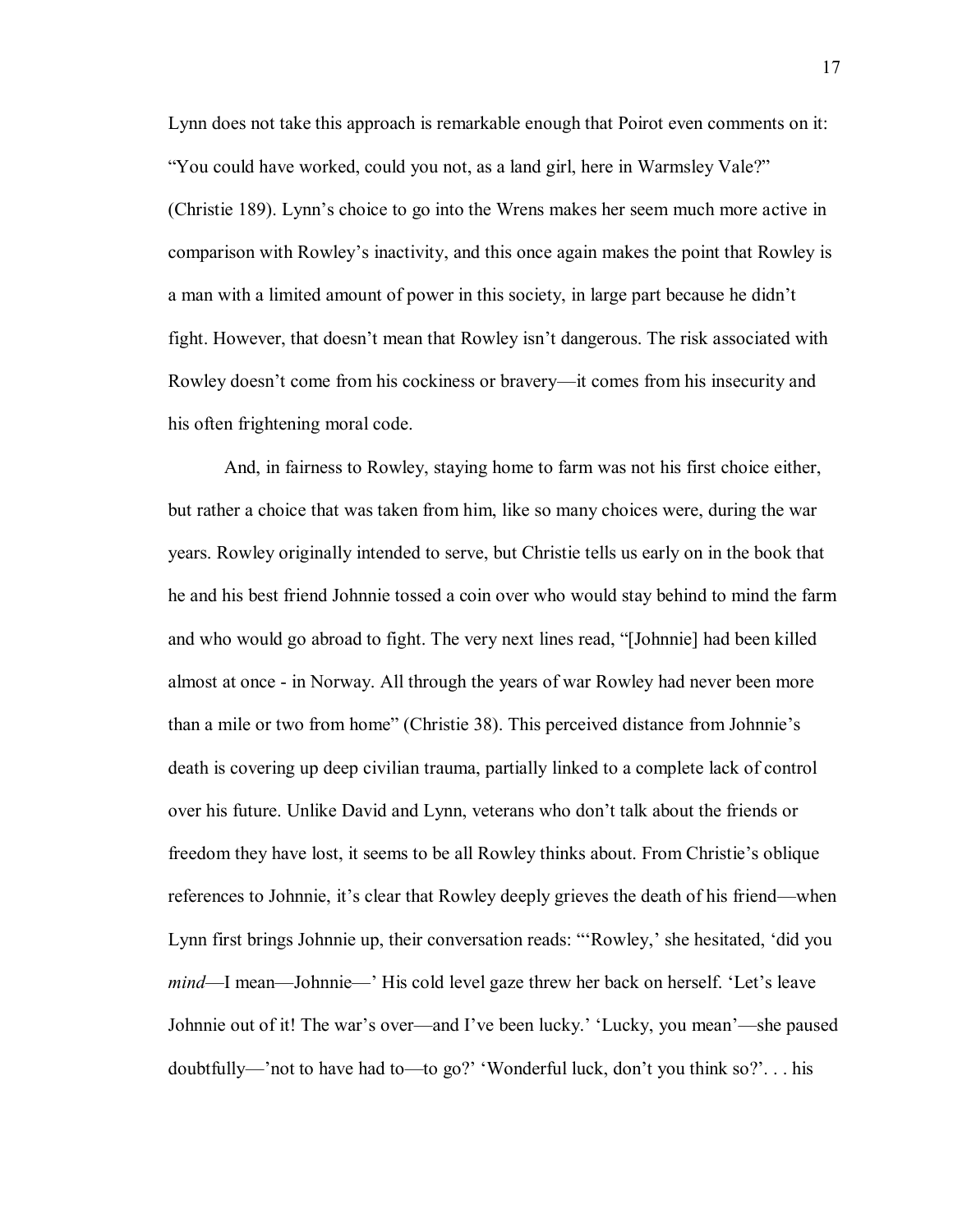Lynn does not take this approach is remarkable enough that Poirot even comments on it: "You could have worked, could you not, as a land girl, here in Warmsley Vale?" (Christie 189). Lynn's choice to go into the Wrens makes her seem much more active in comparison with Rowley's inactivity, and this once again makes the point that Rowley is a man with a limited amount of power in this society, in large part because he didn't fight. However, that doesn't mean that Rowley isn't dangerous. The risk associated with Rowley doesn't come from his cockiness or bravery—it comes from his insecurity and his often frightening moral code.

And, in fairness to Rowley, staying home to farm was not his first choice either, but rather a choice that was taken from him, like so many choices were, during the war years. Rowley originally intended to serve, but Christie tells us early on in the book that he and his best friend Johnnie tossed a coin over who would stay behind to mind the farm and who would go abroad to fight. The very next lines read, "[Johnnie] had been killed almost at once - in Norway. All through the years of war Rowley had never been more than a mile or two from home" (Christie 38). This perceived distance from Johnnie's death is covering up deep civilian trauma, partially linked to a complete lack of control over his future. Unlike David and Lynn, veterans who don't talk about the friends or freedom they have lost, it seems to be all Rowley thinks about. From Christie's oblique references to Johnnie, it's clear that Rowley deeply grieves the death of his friend—when Lynn first brings Johnnie up, their conversation reads: "'Rowley,' she hesitated, 'did you *mind*—I mean—Johnnie—' His cold level gaze threw her back on herself. 'Let's leave Johnnie out of it! The war's over—and I've been lucky.' 'Lucky, you mean'—she paused doubtfully—'not to have had to—to go?' 'Wonderful luck, don't you think so?'. . . his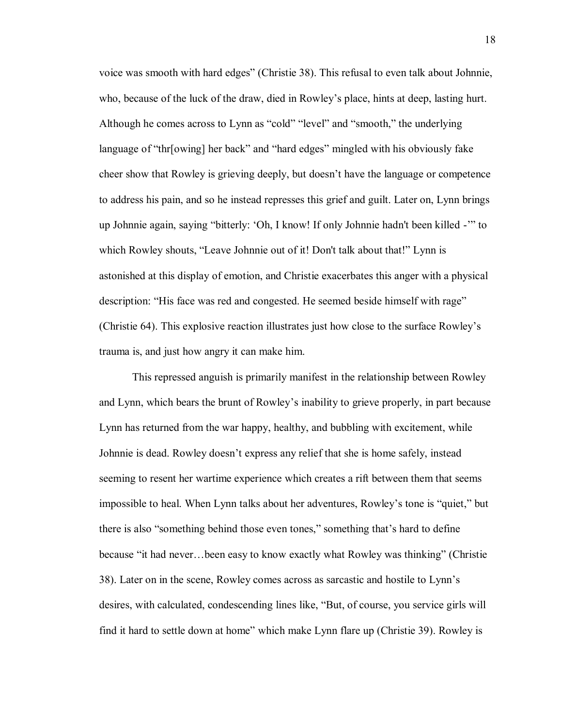voice was smooth with hard edges" (Christie 38). This refusal to even talk about Johnnie, who, because of the luck of the draw, died in Rowley's place, hints at deep, lasting hurt. Although he comes across to Lynn as "cold" "level" and "smooth," the underlying language of "thr[owing] her back" and "hard edges" mingled with his obviously fake cheer show that Rowley is grieving deeply, but doesn't have the language or competence to address his pain, and so he instead represses this grief and guilt. Later on, Lynn brings up Johnnie again, saying "bitterly: 'Oh, I know! If only Johnnie hadn't been killed -'" to which Rowley shouts, "Leave Johnnie out of it! Don't talk about that!" Lynn is astonished at this display of emotion, and Christie exacerbates this anger with a physical description: "His face was red and congested. He seemed beside himself with rage" (Christie 64). This explosive reaction illustrates just how close to the surface Rowley's trauma is, and just how angry it can make him.

This repressed anguish is primarily manifest in the relationship between Rowley and Lynn, which bears the brunt of Rowley's inability to grieve properly, in part because Lynn has returned from the war happy, healthy, and bubbling with excitement, while Johnnie is dead. Rowley doesn't express any relief that she is home safely, instead seeming to resent her wartime experience which creates a rift between them that seems impossible to heal. When Lynn talks about her adventures, Rowley's tone is "quiet," but there is also "something behind those even tones," something that's hard to define because "it had never…been easy to know exactly what Rowley was thinking" (Christie 38). Later on in the scene, Rowley comes across as sarcastic and hostile to Lynn's desires, with calculated, condescending lines like, "But, of course, you service girls will find it hard to settle down at home" which make Lynn flare up (Christie 39). Rowley is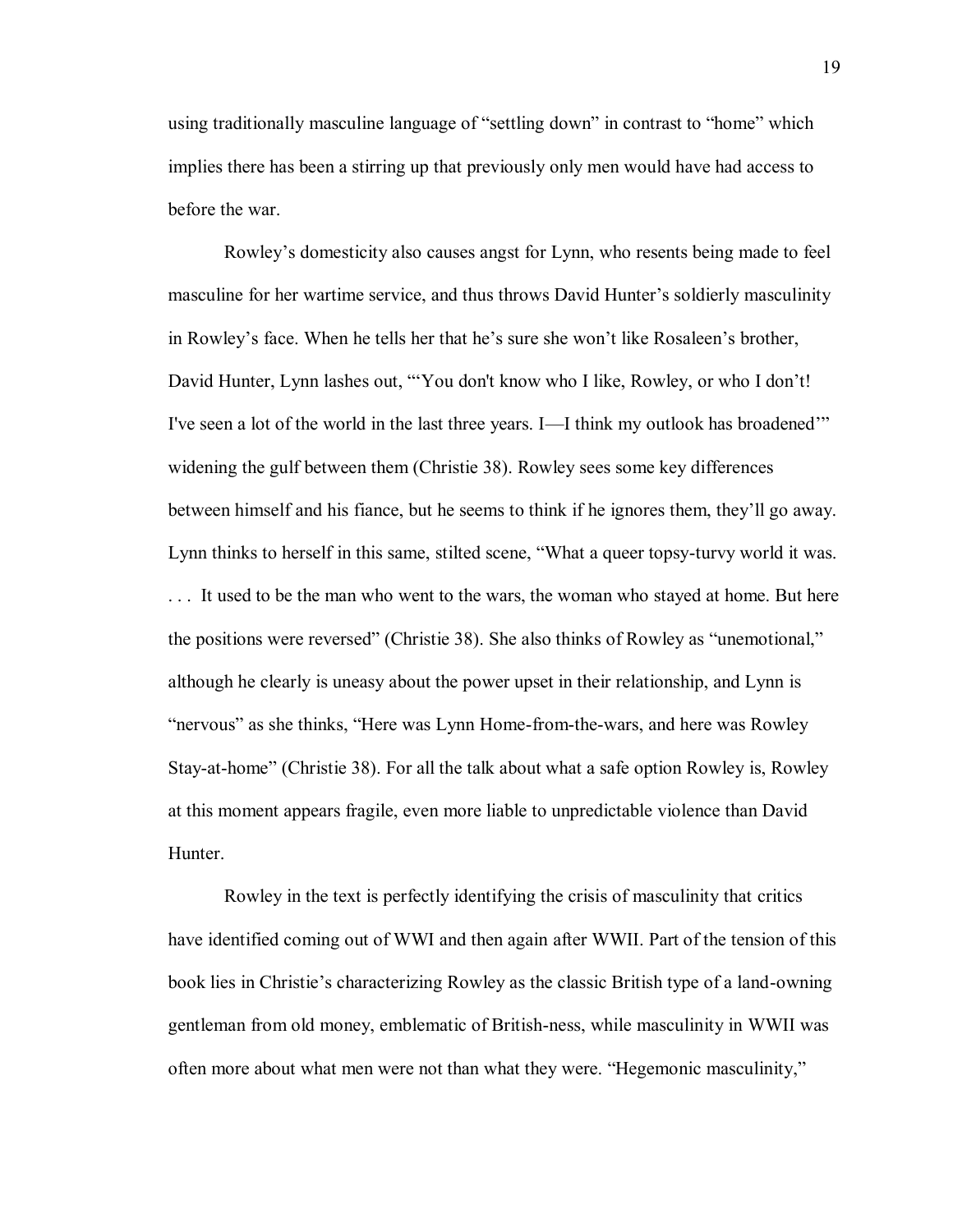using traditionally masculine language of "settling down" in contrast to "home" which implies there has been a stirring up that previously only men would have had access to before the war.

Rowley's domesticity also causes angst for Lynn, who resents being made to feel masculine for her wartime service, and thus throws David Hunter's soldierly masculinity in Rowley's face. When he tells her that he's sure she won't like Rosaleen's brother, David Hunter, Lynn lashes out, "'You don't know who I like, Rowley, or who I don't! I've seen a lot of the world in the last three years. I—I think my outlook has broadened'" widening the gulf between them (Christie 38). Rowley sees some key differences between himself and his fiance, but he seems to think if he ignores them, they'll go away. Lynn thinks to herself in this same, stilted scene, "What a queer topsy-turvy world it was. . . . It used to be the man who went to the wars, the woman who stayed at home. But here the positions were reversed" (Christie 38). She also thinks of Rowley as "unemotional," although he clearly is uneasy about the power upset in their relationship, and Lynn is "nervous" as she thinks, "Here was Lynn Home-from-the-wars, and here was Rowley Stay-at-home" (Christie 38). For all the talk about what a safe option Rowley is, Rowley at this moment appears fragile, even more liable to unpredictable violence than David Hunter.

Rowley in the text is perfectly identifying the crisis of masculinity that critics have identified coming out of WWI and then again after WWII. Part of the tension of this book lies in Christie's characterizing Rowley as the classic British type of a land-owning gentleman from old money, emblematic of British-ness, while masculinity in WWII was often more about what men were not than what they were. "Hegemonic masculinity,"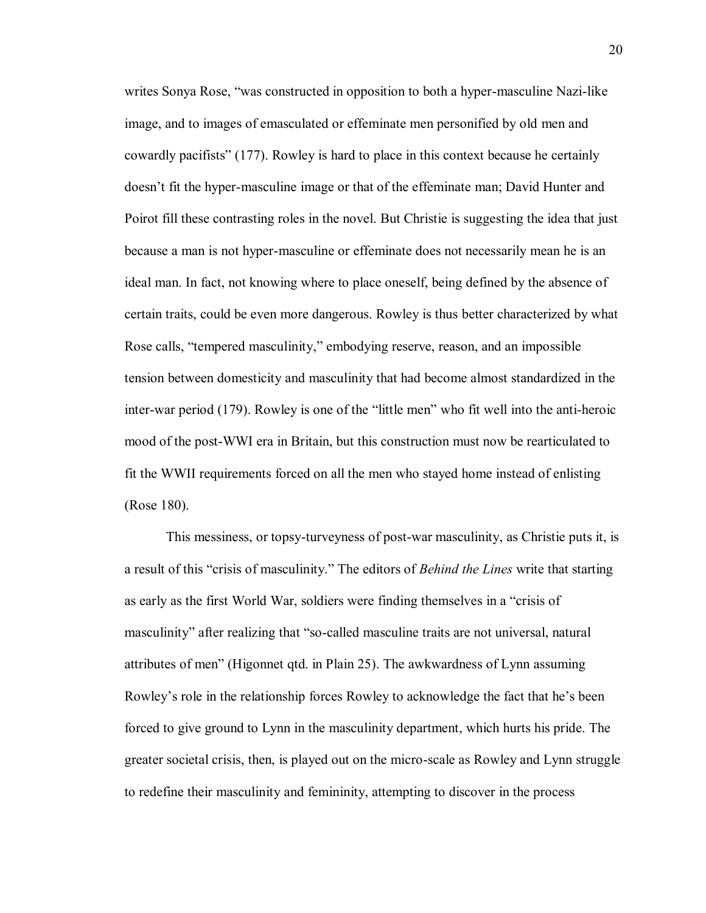writes Sonya Rose, "was constructed in opposition to both a hyper-masculine Nazi-like image, and to images of emasculated or effeminate men personified by old men and cowardly pacifists" (177). Rowley is hard to place in this context because he certainly doesn't fit the hyper-masculine image or that of the effeminate man; David Hunter and Poirot fill these contrasting roles in the novel. But Christie is suggesting the idea that just because a man is not hyper-masculine or effeminate does not necessarily mean he is an ideal man. In fact, not knowing where to place oneself, being defined by the absence of certain traits, could be even more dangerous. Rowley is thus better characterized by what Rose calls, "tempered masculinity," embodying reserve, reason, and an impossible tension between domesticity and masculinity that had become almost standardized in the inter-war period (179). Rowley is one of the "little men" who fit well into the anti-heroic mood of the post-WWI era in Britain, but this construction must now be rearticulated to fit the WWII requirements forced on all the men who stayed home instead of enlisting (Rose 180).

This messiness, or topsy-turveyness of post-war masculinity, as Christie puts it, is a result of this "crisis of masculinity." The editors of *Behind the Lines* write that starting as early as the first World War, soldiers were finding themselves in a "crisis of masculinity" after realizing that "so-called masculine traits are not universal, natural attributes of men" (Higonnet qtd. in Plain 25). The awkwardness of Lynn assuming Rowley's role in the relationship forces Rowley to acknowledge the fact that he's been forced to give ground to Lynn in the masculinity department, which hurts his pride. The greater societal crisis, then, is played out on the micro-scale as Rowley and Lynn struggle to redefine their masculinity and femininity, attempting to discover in the process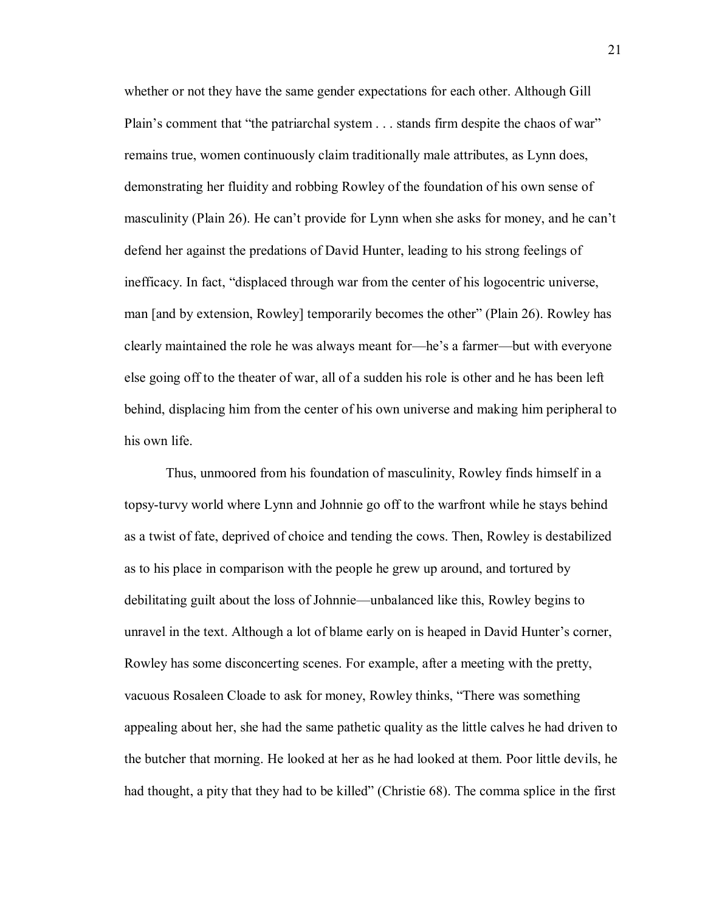whether or not they have the same gender expectations for each other. Although Gill Plain's comment that "the patriarchal system . . . stands firm despite the chaos of war" remains true, women continuously claim traditionally male attributes, as Lynn does, demonstrating her fluidity and robbing Rowley of the foundation of his own sense of masculinity (Plain 26). He can't provide for Lynn when she asks for money, and he can't defend her against the predations of David Hunter, leading to his strong feelings of inefficacy. In fact, "displaced through war from the center of his logocentric universe, man [and by extension, Rowley] temporarily becomes the other" (Plain 26). Rowley has clearly maintained the role he was always meant for—he's a farmer—but with everyone else going off to the theater of war, all of a sudden his role is other and he has been left behind, displacing him from the center of his own universe and making him peripheral to his own life.

Thus, unmoored from his foundation of masculinity, Rowley finds himself in a topsy-turvy world where Lynn and Johnnie go off to the warfront while he stays behind as a twist of fate, deprived of choice and tending the cows. Then, Rowley is destabilized as to his place in comparison with the people he grew up around, and tortured by debilitating guilt about the loss of Johnnie—unbalanced like this, Rowley begins to unravel in the text. Although a lot of blame early on is heaped in David Hunter's corner, Rowley has some disconcerting scenes. For example, after a meeting with the pretty, vacuous Rosaleen Cloade to ask for money, Rowley thinks, "There was something appealing about her, she had the same pathetic quality as the little calves he had driven to the butcher that morning. He looked at her as he had looked at them. Poor little devils, he had thought, a pity that they had to be killed" (Christie 68). The comma splice in the first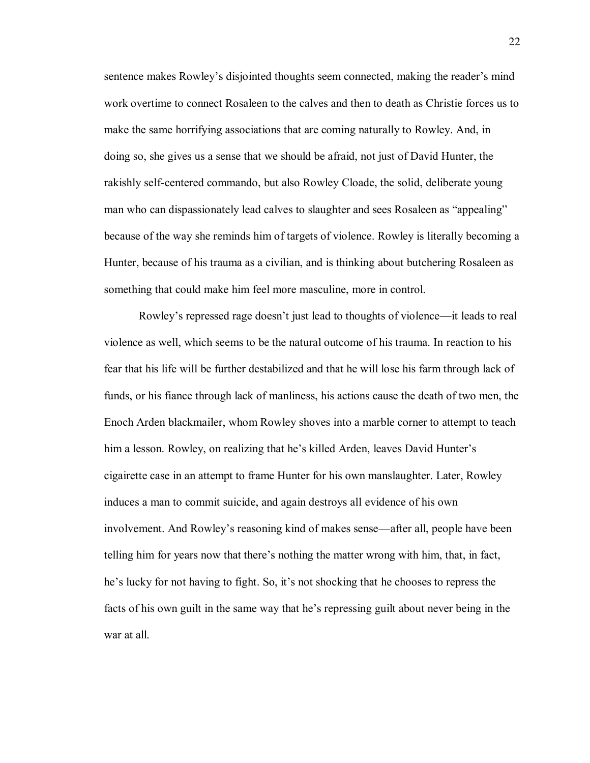sentence makes Rowley's disjointed thoughts seem connected, making the reader's mind work overtime to connect Rosaleen to the calves and then to death as Christie forces us to make the same horrifying associations that are coming naturally to Rowley. And, in doing so, she gives us a sense that we should be afraid, not just of David Hunter, the rakishly self-centered commando, but also Rowley Cloade, the solid, deliberate young man who can dispassionately lead calves to slaughter and sees Rosaleen as "appealing" because of the way she reminds him of targets of violence. Rowley is literally becoming a Hunter, because of his trauma as a civilian, and is thinking about butchering Rosaleen as something that could make him feel more masculine, more in control.

Rowley's repressed rage doesn't just lead to thoughts of violence—it leads to real violence as well, which seems to be the natural outcome of his trauma. In reaction to his fear that his life will be further destabilized and that he will lose his farm through lack of funds, or his fiance through lack of manliness, his actions cause the death of two men, the Enoch Arden blackmailer, whom Rowley shoves into a marble corner to attempt to teach him a lesson. Rowley, on realizing that he's killed Arden, leaves David Hunter's cigairette case in an attempt to frame Hunter for his own manslaughter. Later, Rowley induces a man to commit suicide, and again destroys all evidence of his own involvement. And Rowley's reasoning kind of makes sense—after all, people have been telling him for years now that there's nothing the matter wrong with him, that, in fact, he's lucky for not having to fight. So, it's not shocking that he chooses to repress the facts of his own guilt in the same way that he's repressing guilt about never being in the war at all.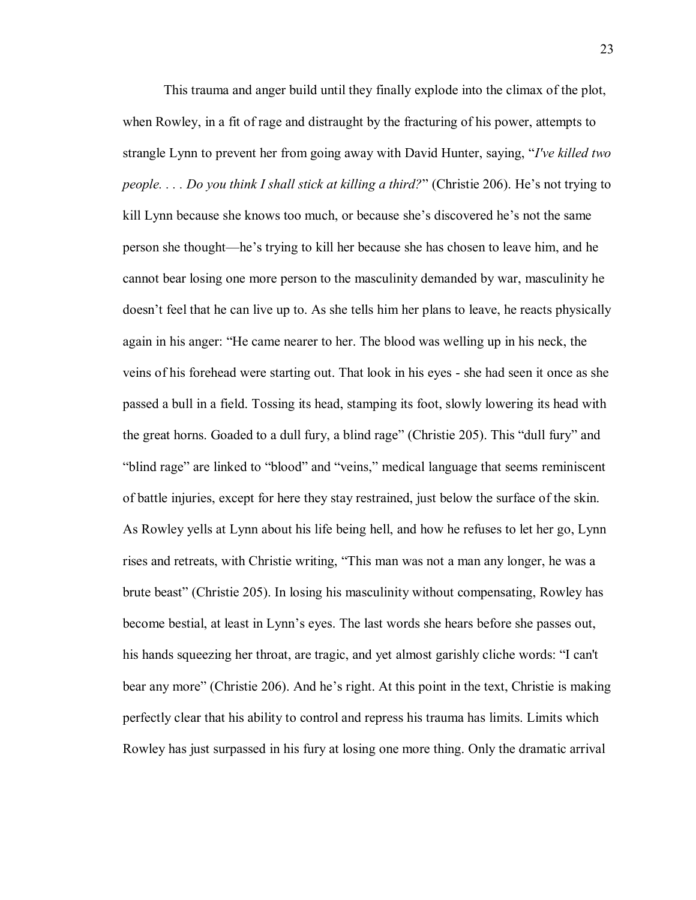This trauma and anger build until they finally explode into the climax of the plot, when Rowley, in a fit of rage and distraught by the fracturing of his power, attempts to strangle Lynn to prevent her from going away with David Hunter, saying, "*I've killed two people. . . . Do you think I shall stick at killing a third?*" (Christie 206). He's not trying to kill Lynn because she knows too much, or because she's discovered he's not the same person she thought—he's trying to kill her because she has chosen to leave him, and he cannot bear losing one more person to the masculinity demanded by war, masculinity he doesn't feel that he can live up to. As she tells him her plans to leave, he reacts physically again in his anger: "He came nearer to her. The blood was welling up in his neck, the veins of his forehead were starting out. That look in his eyes - she had seen it once as she passed a bull in a field. Tossing its head, stamping its foot, slowly lowering its head with the great horns. Goaded to a dull fury, a blind rage" (Christie 205). This "dull fury" and "blind rage" are linked to "blood" and "veins," medical language that seems reminiscent of battle injuries, except for here they stay restrained, just below the surface of the skin. As Rowley yells at Lynn about his life being hell, and how he refuses to let her go, Lynn rises and retreats, with Christie writing, "This man was not a man any longer, he was a brute beast" (Christie 205). In losing his masculinity without compensating, Rowley has become bestial, at least in Lynn's eyes. The last words she hears before she passes out, his hands squeezing her throat, are tragic, and yet almost garishly cliche words: "I can't bear any more" (Christie 206). And he's right. At this point in the text, Christie is making perfectly clear that his ability to control and repress his trauma has limits. Limits which Rowley has just surpassed in his fury at losing one more thing. Only the dramatic arrival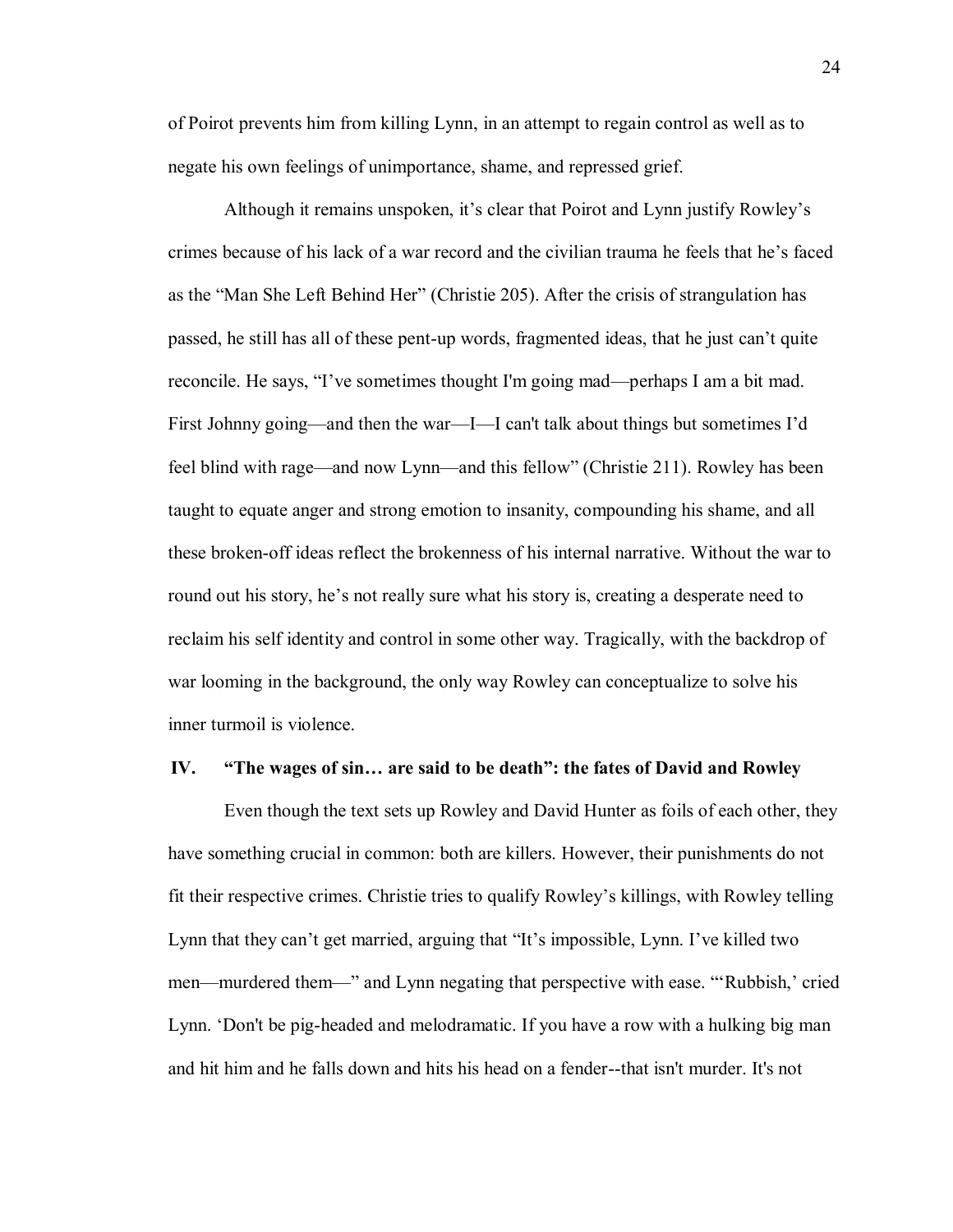of Poirot prevents him from killing Lynn, in an attempt to regain control as well as to negate his own feelings of unimportance, shame, and repressed grief.

Although it remains unspoken, it's clear that Poirot and Lynn justify Rowley's crimes because of his lack of a war record and the civilian trauma he feels that he's faced as the "Man She Left Behind Her" (Christie 205). After the crisis of strangulation has passed, he still has all of these pent-up words, fragmented ideas, that he just can't quite reconcile. He says, "I've sometimes thought I'm going mad—perhaps I am a bit mad. First Johnny going—and then the war—I—I can't talk about things but sometimes I'd feel blind with rage—and now Lynn—and this fellow" (Christie 211). Rowley has been taught to equate anger and strong emotion to insanity, compounding his shame, and all these broken-off ideas reflect the brokenness of his internal narrative. Without the war to round out his story, he's not really sure what his story is, creating a desperate need to reclaim his self identity and control in some other way. Tragically, with the backdrop of war looming in the background, the only way Rowley can conceptualize to solve his inner turmoil is violence.

## IV. "The wages of sin… are said to be death": the fates of David and Rowley

Even though the text sets up Rowley and David Hunter as foils of each other, they have something crucial in common: both are killers. However, their punishments do not fit their respective crimes. Christie tries to qualify Rowley's killings, with Rowley telling Lynn that they can't get married, arguing that "It's impossible, Lynn. I've killed two men—murdered them—" and Lynn negating that perspective with ease. "'Rubbish,' cried Lynn. 'Don't be pig-headed and melodramatic. If you have a row with a hulking big man and hit him and he falls down and hits his head on a fender--that isn't murder. It's not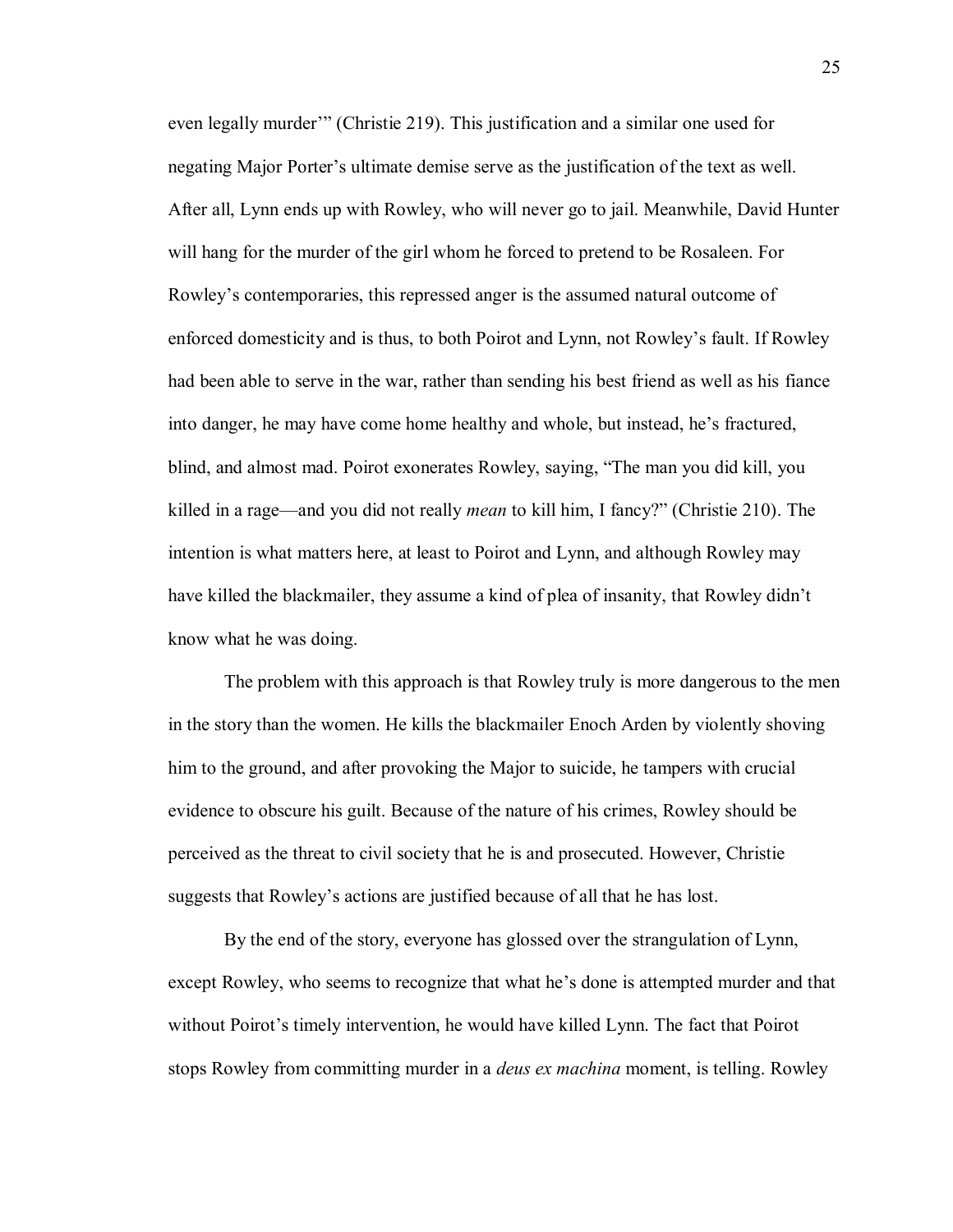even legally murder'" (Christie 219). This justification and a similar one used for negating Major Porter's ultimate demise serve as the justification of the text as well. After all, Lynn ends up with Rowley, who will never go to jail. Meanwhile, David Hunter will hang for the murder of the girl whom he forced to pretend to be Rosaleen. For Rowley's contemporaries, this repressed anger is the assumed natural outcome of enforced domesticity and is thus, to both Poirot and Lynn, not Rowley's fault. If Rowley had been able to serve in the war, rather than sending his best friend as well as his fiance into danger, he may have come home healthy and whole, but instead, he's fractured, blind, and almost mad. Poirot exonerates Rowley, saying, "The man you did kill, you killed in a rage—and you did not really *mean* to kill him, I fancy?" (Christie 210). The intention is what matters here, at least to Poirot and Lynn, and although Rowley may have killed the blackmailer, they assume a kind of plea of insanity, that Rowley didn't know what he was doing.

The problem with this approach is that Rowley truly is more dangerous to the men in the story than the women. He kills the blackmailer Enoch Arden by violently shoving him to the ground, and after provoking the Major to suicide, he tampers with crucial evidence to obscure his guilt. Because of the nature of his crimes, Rowley should be perceived as the threat to civil society that he is and prosecuted. However, Christie suggests that Rowley's actions are justified because of all that he has lost.

By the end of the story, everyone has glossed over the strangulation of Lynn, except Rowley, who seems to recognize that what he's done is attempted murder and that without Poirot's timely intervention, he would have killed Lynn. The fact that Poirot stops Rowley from committing murder in a *deus ex machina* moment, is telling. Rowley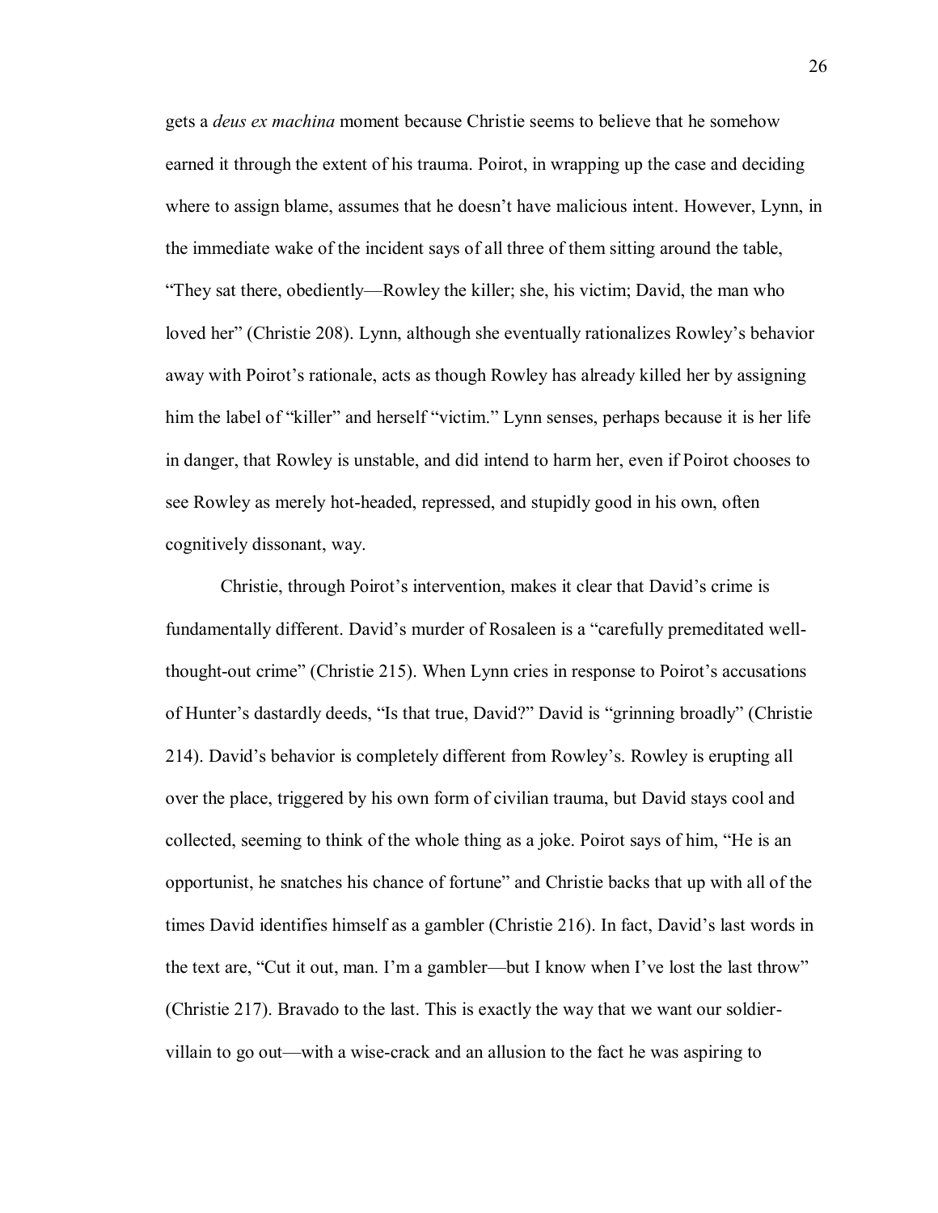gets a *deus ex machina* moment because Christie seems to believe that he somehow earned it through the extent of his trauma. Poirot, in wrapping up the case and deciding where to assign blame, assumes that he doesn't have malicious intent. However, Lynn, in the immediate wake of the incident says of all three of them sitting around the table, "They sat there, obediently—Rowley the killer; she, his victim; David, the man who loved her" (Christie 208). Lynn, although she eventually rationalizes Rowley's behavior away with Poirot's rationale, acts as though Rowley has already killed her by assigning him the label of "killer" and herself "victim." Lynn senses, perhaps because it is her life in danger, that Rowley is unstable, and did intend to harm her, even if Poirot chooses to see Rowley as merely hot-headed, repressed, and stupidly good in his own, often cognitively dissonant, way.

Christie, through Poirot's intervention, makes it clear that David's crime is fundamentally different. David's murder of Rosaleen is a "carefully premeditated well-thought-out crime" (Christie 215). When Lynn cries in response to Poirot's accusations of Hunter's dastardly deeds, "Is that true, David?" David is "grinning broadly" (Christie 214). David's behavior is completely different from Rowley's. Rowley is erupting all over the place, triggered by his own form of civilian trauma, but David stays cool and collected, seeming to think of the whole thing as a joke. Poirot says of him, "He is an opportunist, he snatches his chance of fortune" and Christie backs that up with all of the times David identifies himself as a gambler (Christie 216). In fact, David's last words in the text are, "Cut it out, man. I'm a gambler—but I know when I've lost the last throw" (Christie 217). Bravado to the last. This is exactly the way that we want our soldier-villain to go out—with a wise-crack and an allusion to the fact he was aspiring to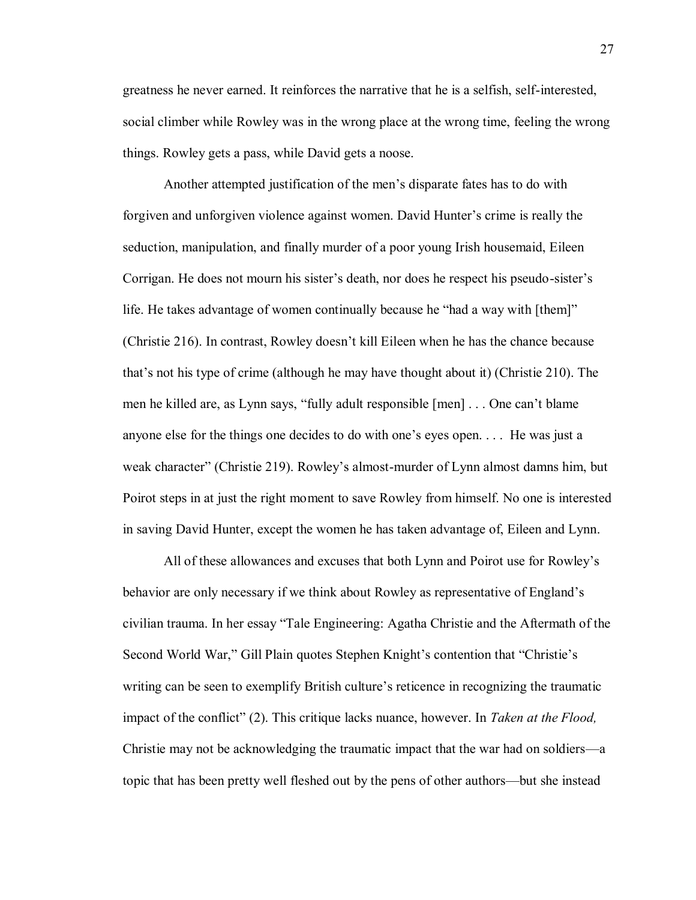greatness he never earned. It reinforces the narrative that he is a selfish, self-interested, social climber while Rowley was in the wrong place at the wrong time, feeling the wrong things. Rowley gets a pass, while David gets a noose.

Another attempted justification of the men's disparate fates has to do with forgiven and unforgiven violence against women. David Hunter's crime is really the seduction, manipulation, and finally murder of a poor young Irish housemaid, Eileen Corrigan. He does not mourn his sister's death, nor does he respect his pseudo-sister's life. He takes advantage of women continually because he "had a way with [them]" (Christie 216). In contrast, Rowley doesn't kill Eileen when he has the chance because that's not his type of crime (although he may have thought about it) (Christie 210). The men he killed are, as Lynn says, "fully adult responsible [men] . . . One can't blame anyone else for the things one decides to do with one's eyes open. . . . He was just a weak character" (Christie 219). Rowley's almost-murder of Lynn almost damns him, but Poirot steps in at just the right moment to save Rowley from himself. No one is interested in saving David Hunter, except the women he has taken advantage of, Eileen and Lynn.

All of these allowances and excuses that both Lynn and Poirot use for Rowley's behavior are only necessary if we think about Rowley as representative of England's civilian trauma. In her essay "Tale Engineering: Agatha Christie and the Aftermath of the Second World War," Gill Plain quotes Stephen Knight's contention that "Christie's writing can be seen to exemplify British culture's reticence in recognizing the traumatic impact of the conflict" (2). This critique lacks nuance, however. In *Taken at the Flood,* Christie may not be acknowledging the traumatic impact that the war had on soldiers—a topic that has been pretty well fleshed out by the pens of other authors—but she instead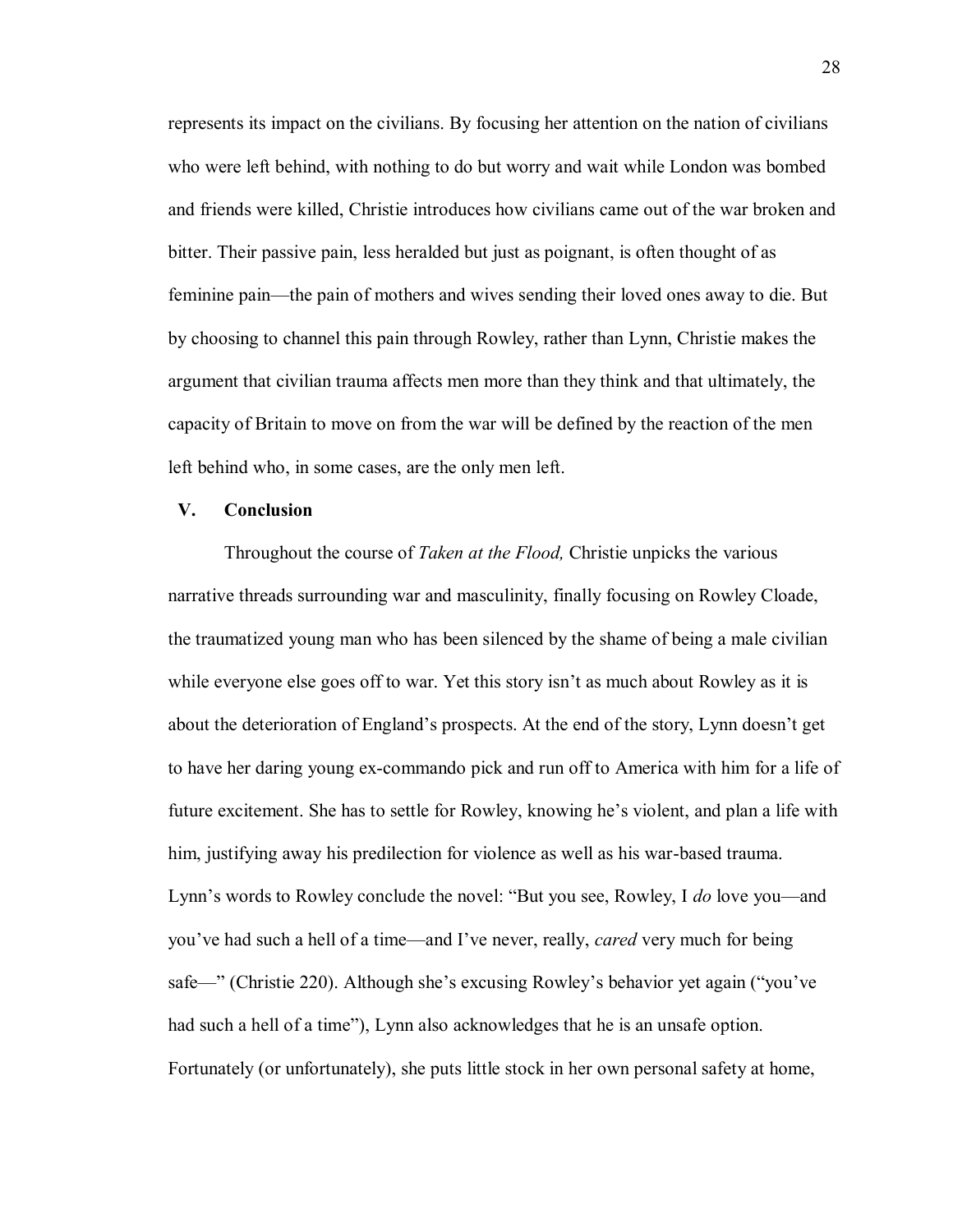represents its impact on the civilians. By focusing her attention on the nation of civilians who were left behind, with nothing to do but worry and wait while London was bombed and friends were killed, Christie introduces how civilians came out of the war broken and bitter. Their passive pain, less heralded but just as poignant, is often thought of as feminine pain—the pain of mothers and wives sending their loved ones away to die. But by choosing to channel this pain through Rowley, rather than Lynn, Christie makes the argument that civilian trauma affects men more than they think and that ultimately, the capacity of Britain to move on from the war will be defined by the reaction of the men left behind who, in some cases, are the only men left.

## V. Conclusion

Throughout the course of *Taken at the Flood,* Christie unpicks the various narrative threads surrounding war and masculinity, finally focusing on Rowley Cloade, the traumatized young man who has been silenced by the shame of being a male civilian while everyone else goes off to war. Yet this story isn't as much about Rowley as it is about the deterioration of England's prospects. At the end of the story, Lynn doesn't get to have her daring young ex-commando pick and run off to America with him for a life of future excitement. She has to settle for Rowley, knowing he's violent, and plan a life with him, justifying away his predilection for violence as well as his war-based trauma. Lynn's words to Rowley conclude the novel: "But you see, Rowley, I *do* love you—and you've had such a hell of a time—and I've never, really, *cared* very much for being safe—" (Christie 220). Although she's excusing Rowley's behavior yet again ("you've had such a hell of a time"), Lynn also acknowledges that he is an unsafe option. Fortunately (or unfortunately), she puts little stock in her own personal safety at home,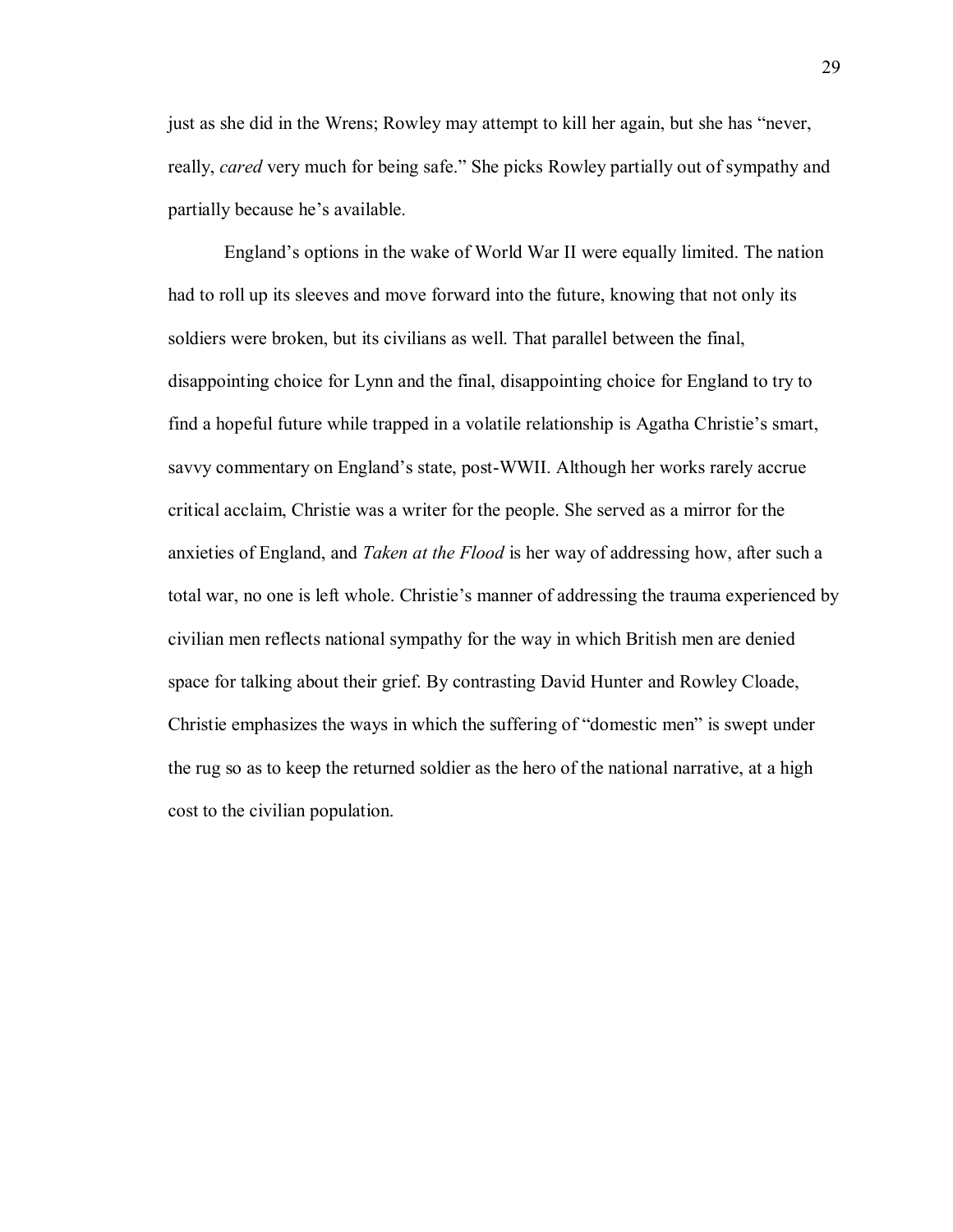just as she did in the Wrens; Rowley may attempt to kill her again, but she has "never, really, *cared* very much for being safe." She picks Rowley partially out of sympathy and partially because he's available.

England's options in the wake of World War II were equally limited. The nation had to roll up its sleeves and move forward into the future, knowing that not only its soldiers were broken, but its civilians as well. That parallel between the final, disappointing choice for Lynn and the final, disappointing choice for England to try to find a hopeful future while trapped in a volatile relationship is Agatha Christie's smart, savvy commentary on England's state, post-WWII. Although her works rarely accrue critical acclaim, Christie was a writer for the people. She served as a mirror for the anxieties of England, and *Taken at the Flood* is her way of addressing how, after such a total war, no one is left whole. Christie's manner of addressing the trauma experienced by civilian men reflects national sympathy for the way in which British men are denied space for talking about their grief. By contrasting David Hunter and Rowley Cloade, Christie emphasizes the ways in which the suffering of "domestic men" is swept under the rug so as to keep the returned soldier as the hero of the national narrative, at a high cost to the civilian population.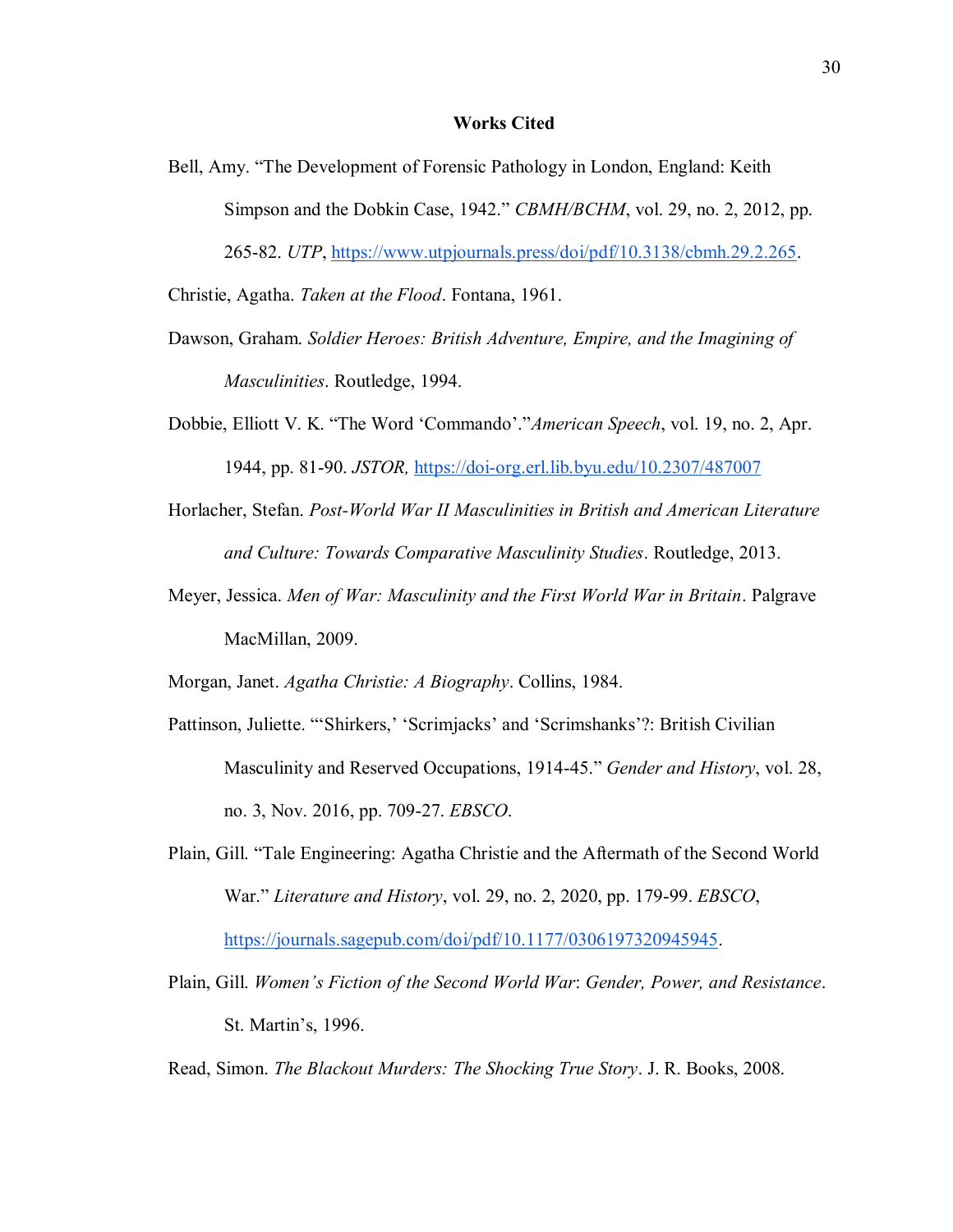## Works Cited

Bell, Amy. "The Development of Forensic Pathology in London, England: Keith Simpson and the Dobkin Case, 1942." *CBMH/BCHM*, vol. 29, no. 2, 2012, pp. 265-82. *UTP*, https://www.utpjournals.press/doi/pdf/10.3138/cbmh.29.2.265.

Christie, Agatha. *Taken at the Flood*. Fontana, 1961.

Dawson, Graham. *Soldier Heroes: British Adventure, Empire, and the Imagining of Masculinities*. Routledge, 1994.

Dobbie, Elliott V. K. "The Word 'Commando'."*American Speech*, vol. 19, no. 2, Apr. 1944, pp. 81-90. *JSTOR,* https://doi-org.erl.lib.byu.edu/10.2307/487007

Horlacher, Stefan. *Post-World War II Masculinities in British and American Literature and Culture: Towards Comparative Masculinity Studies*. Routledge, 2013.

Meyer, Jessica. *Men of War: Masculinity and the First World War in Britain*. Palgrave MacMillan, 2009.

Morgan, Janet. *Agatha Christie: A Biography*. Collins, 1984.

Pattinson, Juliette. "'Shirkers,' 'Scrimjacks' and 'Scrimshanks'?: British Civilian Masculinity and Reserved Occupations, 1914-45." *Gender and History*, vol. 28, no. 3, Nov. 2016, pp. 709-27. *EBSCO*.

Plain, Gill. "Tale Engineering: Agatha Christie and the Aftermath of the Second World War." *Literature and History*, vol. 29, no. 2, 2020, pp. 179-99. *EBSCO*, https://journals.sagepub.com/doi/pdf/10.1177/0306197320945945.

Plain, Gill. *Women's Fiction of the Second World War*: *Gender, Power, and Resistance*. St. Martin's, 1996.

Read, Simon. *The Blackout Murders: The Shocking True Story*. J. R. Books, 2008.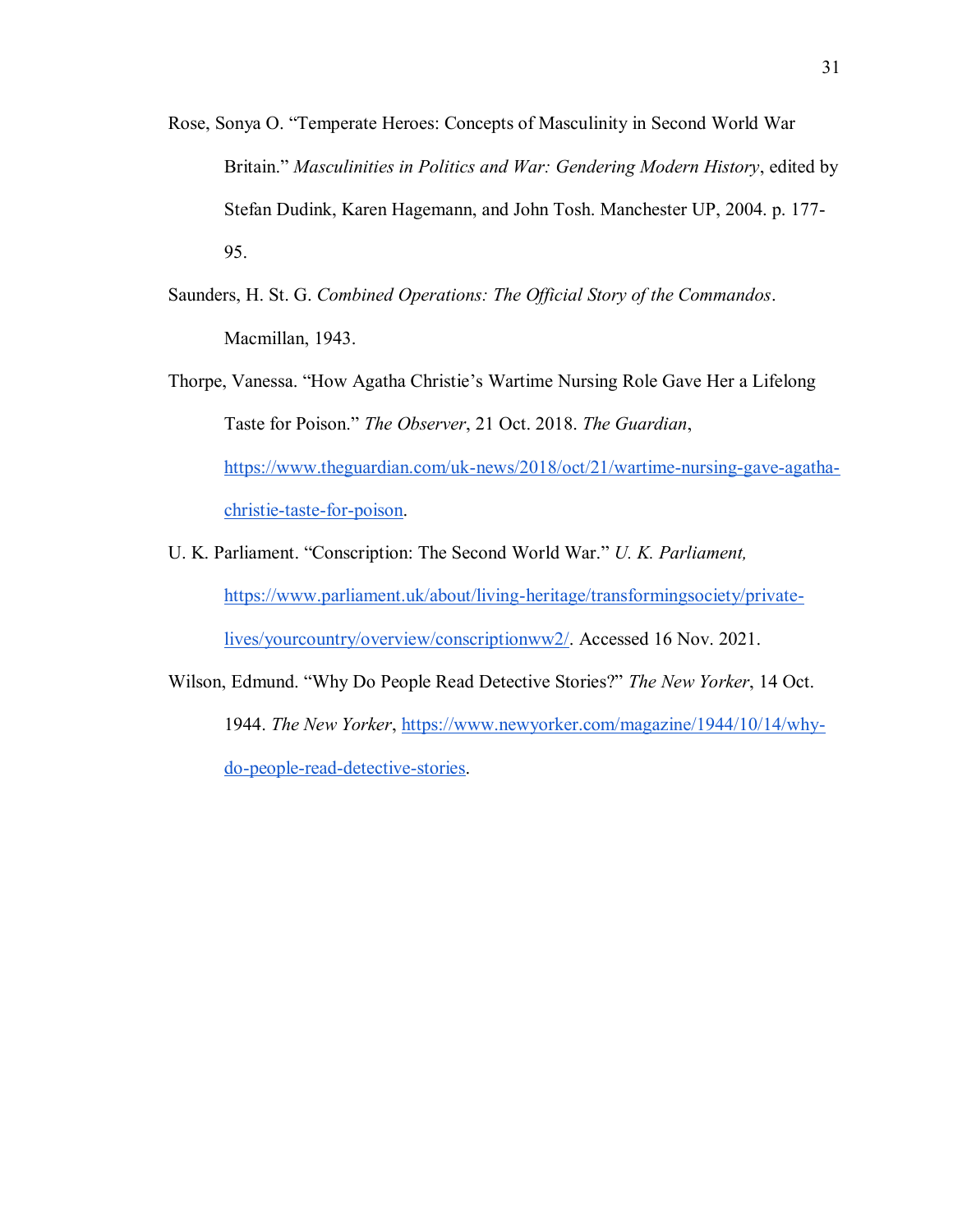Rose, Sonya O. "Temperate Heroes: Concepts of Masculinity in Second World War Britain." *Masculinities in Politics and War: Gendering Modern History*, edited by Stefan Dudink, Karen Hagemann, and John Tosh. Manchester UP, 2004. p. 177-95.

Saunders, H. St. G. *Combined Operations: The Official Story of the Commandos*. Macmillan, 1943.

Thorpe, Vanessa. "How Agatha Christie's Wartime Nursing Role Gave Her a Lifelong Taste for Poison." *The Observer*, 21 Oct. 2018. *The Guardian*, https://www.theguardian.com/uk-news/2018/oct/21/wartime-nursing-gave-agatha-christie-taste-for-poison.

U. K. Parliament. "Conscription: The Second World War." *U. K. Parliament,* https://www.parliament.uk/about/living-heritage/transformingsociety/private-lives/yourcountry/overview/conscriptionww2/. Accessed 16 Nov. 2021.

Wilson, Edmund. "Why Do People Read Detective Stories?" *The New Yorker*, 14 Oct. 1944. *The New Yorker*, https://www.newyorker.com/magazine/1944/10/14/why-do-people-read-detective-stories.